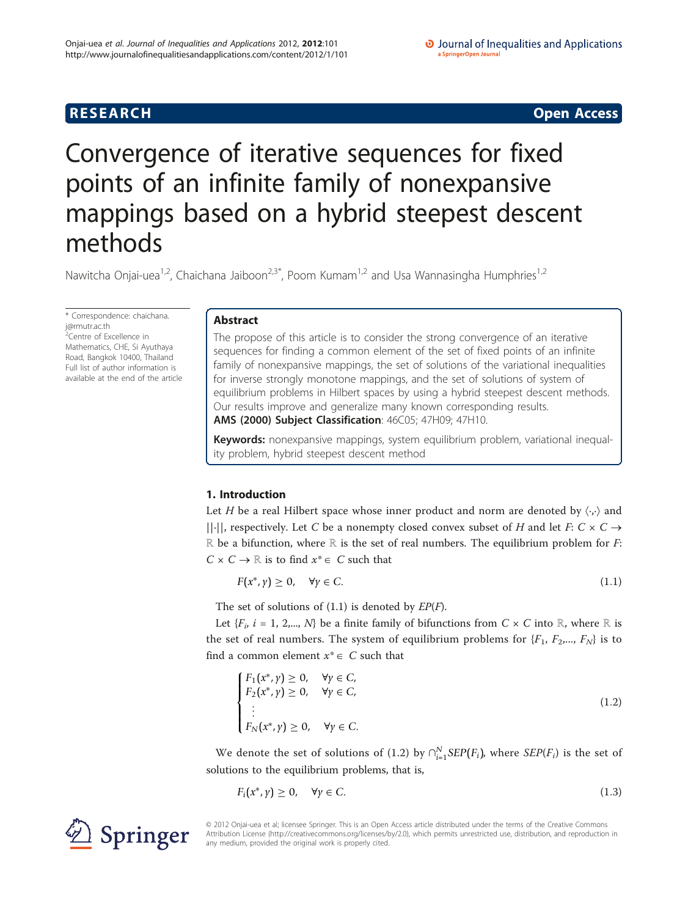RESEARCH Open Access

# Convergence of iterative sequences for fixed points of an infinite family of nonexpansive mappings based on a hybrid steepest descent methods

Nawitcha Onjai-uea[1,2], Chaichana Jaiboon[2,3*], Poom Kumam[1,2] and Usa Wannasingha Humphries[1,2]

* Correspondence: chaichana.j@rmutr.ac.th
[2]Centre of Excellence in Mathematics, CHE, Si Ayuthaya Road, Bangkok 10400, Thailand
Full list of author information is available at the end of the article

## Abstract

The propose of this article is to consider the strong convergence of an iterative sequences for finding a common element of the set of fixed points of an infinite family of nonexpansive mappings, the set of solutions of the variational inequalities for inverse strongly monotone mappings, and the set of solutions of system of equilibrium problems in Hilbert spaces by using a hybrid steepest descent methods. Our results improve and generalize many known corresponding results.

**AMS (2000) Subject Classification**: 46C05; 47H09; 47H10.

**Keywords:** nonexpansive mappings, system equilibrium problem, variational inequality problem, hybrid steepest descent method

## 1. Introduction

Let $H$ be a real Hilbert space whose inner product and norm are denoted by $\langle\cdot,\cdot\rangle$ and $||\cdot||$, respectively. Let $C$ be a nonempty closed convex subset of $H$ and let $F$: $C \times C \to \mathbb{R}$ be a bifunction, where $\mathbb{R}$ is the set of real numbers. The equilibrium problem for $F$: $C \times C \to \mathbb{R}$ is to find $x^* \in C$ such that

$$F(x^*, y) \geq 0, \quad \forall y \in C. \tag{1.1}$$

The set of solutions of (1.1) is denoted by $EP(F)$.

Let $\{F_i, i = 1, 2, ..., N\}$ be a finite family of bifunctions from $C \times C$ into $\mathbb{R}$, where $\mathbb{R}$ is the set of real numbers. The system of equilibrium problems for $\{F_1, F_2, ..., F_N\}$ is to find a common element $x^* \in C$ such that

$$\begin{cases} F_1(x^*, y) \geq 0, & \forall y \in C, \\ F_2(x^*, y) \geq 0, & \forall y \in C, \\ \vdots \\ F_N(x^*, y) \geq 0, & \forall y \in C. \end{cases} \tag{1.2}$$

We denote the set of solutions of (1.2) by $\cap_{i=1}^{N} SEP(F_i)$, where $SEP(F_i)$ is the set of solutions to the equilibrium problems, that is,

$$F_i(x^*, y) \geq 0, \quad \forall y \in C. \tag{1.3}$$

© 2012 Onjai-uea et al; licensee Springer. This is an Open Access article distributed under the terms of the Creative Commons Attribution License (http://creativecommons.org/licenses/by/2.0), which permits unrestricted use, distribution, and reproduction in any medium, provided the original work is properly cited.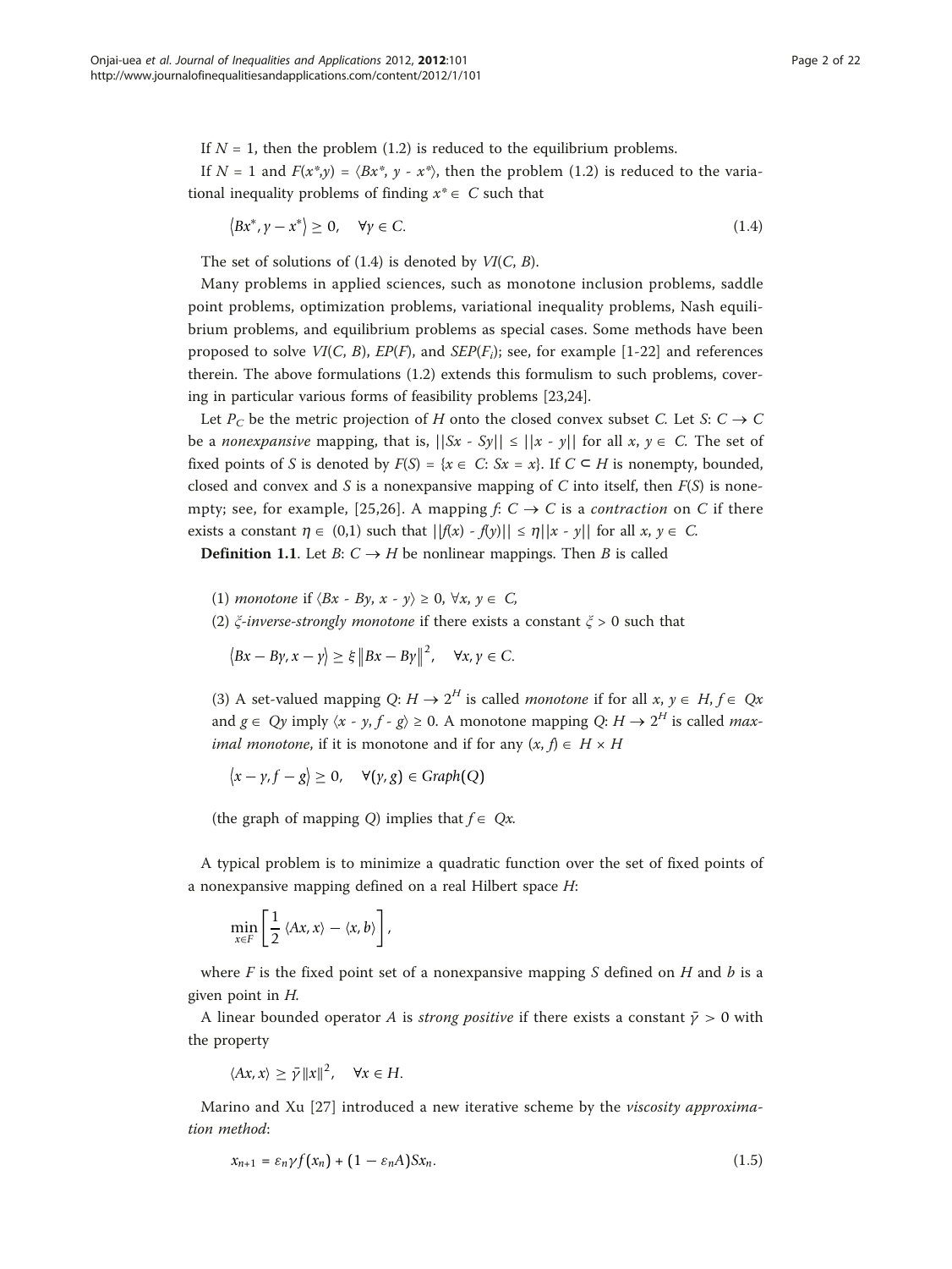If $N = 1$, then the problem (1.2) is reduced to the equilibrium problems.

If $N = 1$ and $F(x^*,y) = \langle Bx^*, y - x^* \rangle$, then the problem (1.2) is reduced to the variational inequality problems of finding $x^* \in C$ such that

$$\langle Bx^*, y - x^* \rangle \geq 0, \quad \forall y \in C. \tag{1.4}$$

The set of solutions of (1.4) is denoted by $VI(C, B)$.

Many problems in applied sciences, such as monotone inclusion problems, saddle point problems, optimization problems, variational inequality problems, Nash equilibrium problems, and equilibrium problems as special cases. Some methods have been proposed to solve $VI(C, B)$, $EP(F)$, and $SEP(F_i)$; see, for example [1-22] and references therein. The above formulations (1.2) extends this formulism to such problems, covering in particular various forms of feasibility problems [23,24].

Let $P_C$ be the metric projection of $H$ onto the closed convex subset $C$. Let $S$: $C \to C$ be a *nonexpansive* mapping, that is, $||Sx - Sy|| \leq ||x - y||$ for all $x, y \in C$. The set of fixed points of $S$ is denoted by $F(S) = \{x \in C: Sx = x\}$. If $C \subset H$ is nonempty, bounded, closed and convex and $S$ is a nonexpansive mapping of $C$ into itself, then $F(S)$ is nonempty; see, for example, [25,26]. A mapping $f$: $C \to C$ is a *contraction* on $C$ if there exists a constant $\eta \in (0,1)$ such that $||f(x) - f(y)|| \leq \eta||x - y||$ for all $x, y \in C$.

**Definition 1.1**. Let $B$: $C \to H$ be nonlinear mappings. Then $B$ is called

(1) *monotone* if $\langle Bx - By, x - y \rangle \geq 0$, $\forall x, y \in C$,

(2) $\xi$*-inverse-strongly monotone* if there exists a constant $\xi > 0$ such that

$$\langle Bx - By, x - y \rangle \geq \xi \|Bx - By\|^2, \quad \forall x, y \in C.$$

(3) A set-valued mapping $Q$: $H \to 2^H$ is called *monotone* if for all $x, y \in H$, $f \in Qx$ and $g \in Qy$ imply $\langle x - y, f - g \rangle \geq 0$. A monotone mapping $Q$: $H \to 2^H$ is called *maximal monotone*, if it is monotone and if for any $(x, f) \in H \times H$

$$\langle x - y, f - g \rangle \geq 0, \quad \forall (y, g) \in Graph(Q)$$

(the graph of mapping $Q$) implies that $f \in Qx$.

A typical problem is to minimize a quadratic function over the set of fixed points of a nonexpansive mapping defined on a real Hilbert space $H$:

$$\min_{x \in F} \left[ \frac{1}{2} \langle Ax, x \rangle - \langle x, b \rangle \right],$$

where $F$ is the fixed point set of a nonexpansive mapping $S$ defined on $H$ and $b$ is a given point in $H$.

A linear bounded operator $A$ is *strong positive* if there exists a constant $\bar{\gamma} > 0$ with the property

$$\langle Ax, x \rangle \geq \bar{\gamma} \|x\|^2, \quad \forall x \in H.$$

Marino and Xu [27] introduced a new iterative scheme by the *viscosity approximation method*:

$$x_{n+1} = \varepsilon_n \gamma f(x_n) + (1 - \varepsilon_n A) S x_n. \tag{1.5}$$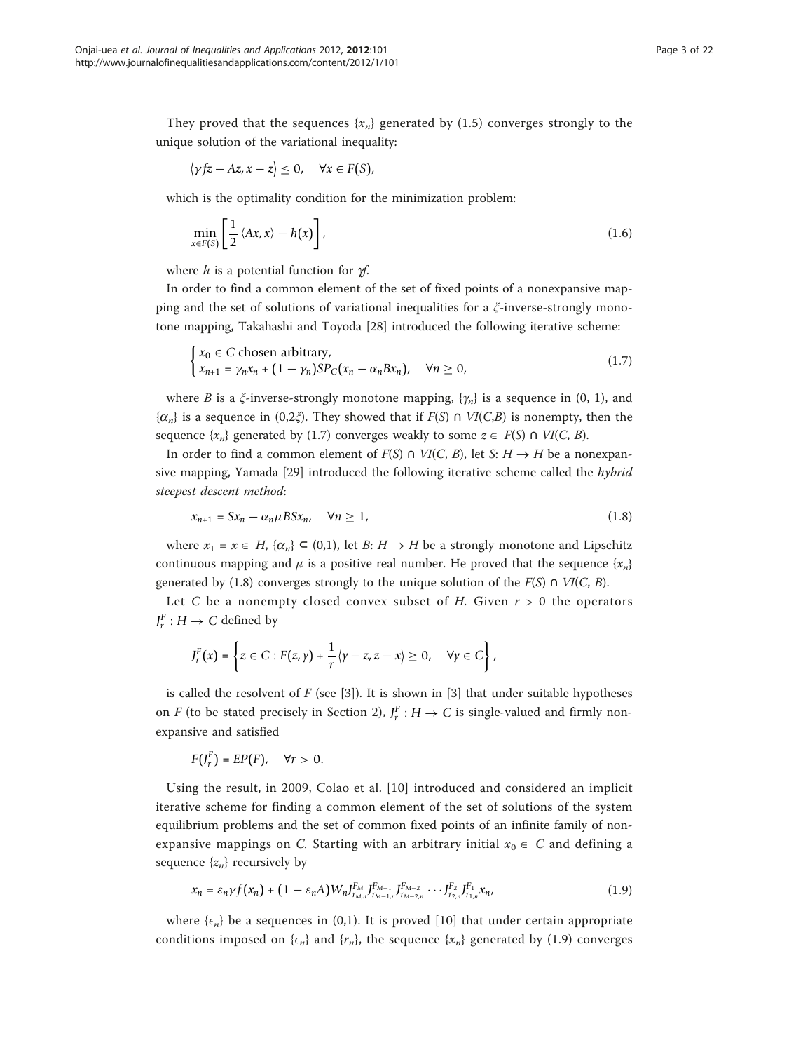They proved that the sequences $\{x_n\}$ generated by (1.5) converges strongly to the unique solution of the variational inequality:

$$\langle \gamma fz - Az, x - z \rangle \leq 0, \quad \forall x \in F(S),$$

which is the optimality condition for the minimization problem:

$$\min_{x \in F(S)} \left[ \frac{1}{2} \langle Ax, x \rangle - h(x) \right], \tag{1.6}$$

where $h$ is a potential function for $\gamma f$.

In order to find a common element of the set of fixed points of a nonexpansive mapping and the set of solutions of variational inequalities for a $\xi$-inverse-strongly monotone mapping, Takahashi and Toyoda [28] introduced the following iterative scheme:

$$\begin{cases} x_0 \in C \text{ chosen arbitrary}, \\ x_{n+1} = \gamma_n x_n + (1 - \gamma_n) S P_C (x_n - \alpha_n B x_n), \quad \forall n \geq 0, \end{cases} \tag{1.7}$$

where $B$ is a $\xi$-inverse-strongly monotone mapping, $\{\gamma_n\}$ is a sequence in (0, 1), and $\{\alpha_n\}$ is a sequence in $(0, 2\xi)$. They showed that if $F(S) \cap VI(C,B)$ is nonempty, then the sequence $\{x_n\}$ generated by (1.7) converges weakly to some $z \in F(S) \cap VI(C, B)$.

In order to find a common element of $F(S) \cap VI(C, B)$, let $S: H \to H$ be a nonexpansive mapping, Yamada [29] introduced the following iterative scheme called the *hybrid steepest descent method*:

$$x_{n+1} = Sx_n - \alpha_n \mu BSx_n, \quad \forall n \geq 1, \tag{1.8}$$

where $x_1 = x \in H$, $\{\alpha_n\} \subset (0,1)$, let $B: H \to H$ be a strongly monotone and Lipschitz continuous mapping and $\mu$ is a positive real number. He proved that the sequence $\{x_n\}$ generated by (1.8) converges strongly to the unique solution of the $F(S) \cap VI(C, B)$.

Let $C$ be a nonempty closed convex subset of $H$. Given $r > 0$ the operators $J_r^F : H \to C$ defined by

$$J_r^F(x) = \left\{ z \in C : F(z, y) + \frac{1}{r} \langle y - z, z - x \rangle \geq 0, \quad \forall y \in C \right\},$$

is called the resolvent of $F$ (see [3]). It is shown in [3] that under suitable hypotheses on $F$ (to be stated precisely in Section 2), $J_r^F : H \to C$ is single-valued and firmly nonexpansive and satisfied

$$F(J_r^F) = EP(F), \quad \forall r > 0.$$

Using the result, in 2009, Colao et al. [10] introduced and considered an implicit iterative scheme for finding a common element of the set of solutions of the system equilibrium problems and the set of common fixed points of an infinite family of nonexpansive mappings on $C$. Starting with an arbitrary initial $x_0 \in C$ and defining a sequence $\{z_n\}$ recursively by

$$x_n = \varepsilon_n \gamma f(x_n) + (1 - \varepsilon_n A) W_n J_{r_{M,n}}^{F_M} J_{r_{M-1,n}}^{F_{M-1}} J_{r_{M-2,n}}^{F_{M-2}} \cdots J_{r_{2,n}}^{F_2} J_{r_{1,n}}^{F_1} x_n, \tag{1.9}$$

where $\{\epsilon_n\}$ be a sequences in (0,1). It is proved [10] that under certain appropriate conditions imposed on $\{\epsilon_n\}$ and $\{r_n\}$, the sequence $\{x_n\}$ generated by (1.9) converges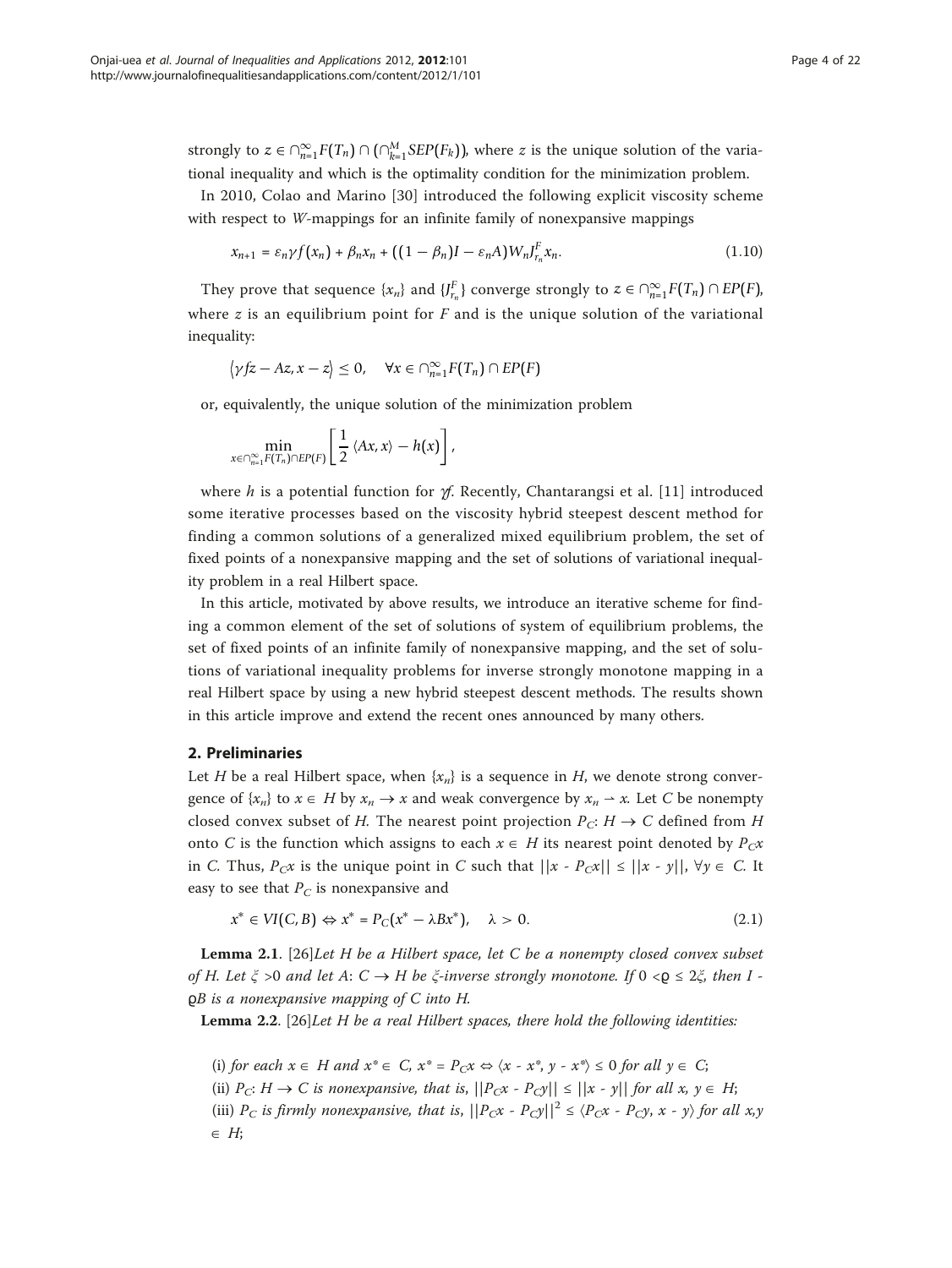strongly to $z \in \cap_{n=1}^{\infty} F(T_n) \cap (\cap_{k=1}^{M} SEP(F_k))$, where $z$ is the unique solution of the variational inequality and which is the optimality condition for the minimization problem.

In 2010, Colao and Marino [30] introduced the following explicit viscosity scheme with respect to $W$-mappings for an infinite family of nonexpansive mappings

$$x_{n+1} = \varepsilon_n \gamma f(x_n) + \beta_n x_n + ((1 - \beta_n)I - \varepsilon_n A)W_n J_{r_n}^F x_n. \tag{1.10}$$

They prove that sequence $\{x_n\}$ and $\{J_{r_n}^F\}$ converge strongly to $z \in \cap_{n=1}^{\infty} F(T_n) \cap EP(F)$, where $z$ is an equilibrium point for $F$ and is the unique solution of the variational inequality:

$$\langle \gamma fz - Az, x - z \rangle \leq 0, \quad \forall x \in \cap_{n=1}^{\infty} F(T_n) \cap EP(F)$$

or, equivalently, the unique solution of the minimization problem

$$\min_{x \in \cap_{n=1}^{\infty} F(T_n) \cap EP(F)} \left[ \frac{1}{2} \langle Ax, x \rangle - h(x) \right],$$

where $h$ is a potential function for $\gamma f$. Recently, Chantarangsi et al. [11] introduced some iterative processes based on the viscosity hybrid steepest descent method for finding a common solutions of a generalized mixed equilibrium problem, the set of fixed points of a nonexpansive mapping and the set of solutions of variational inequality problem in a real Hilbert space.

In this article, motivated by above results, we introduce an iterative scheme for finding a common element of the set of solutions of system of equilibrium problems, the set of fixed points of an infinite family of nonexpansive mapping, and the set of solutions of variational inequality problems for inverse strongly monotone mapping in a real Hilbert space by using a new hybrid steepest descent methods. The results shown in this article improve and extend the recent ones announced by many others.

## 2. Preliminaries

Let $H$ be a real Hilbert space, when $\{x_n\}$ is a sequence in $H$, we denote strong convergence of $\{x_n\}$ to $x \in H$ by $x_n \to x$ and weak convergence by $x_n \rightharpoonup x$. Let $C$ be nonempty closed convex subset of $H$. The nearest point projection $P_C$: $H \to C$ defined from $H$ onto $C$ is the function which assigns to each $x \in H$ its nearest point denoted by $P_C x$ in $C$. Thus, $P_C x$ is the unique point in $C$ such that $||x - P_C x|| \leq ||x - y||$, $\forall y \in C$. It easy to see that $P_C$ is nonexpansive and

$$x^* \in VI(C, B) \Leftrightarrow x^* = P_C(x^* - \lambda B x^*), \quad \lambda > 0. \tag{2.1}$$

**Lemma 2.1**. [26]*Let $H$ be a Hilbert space, let $C$ be a nonempty closed convex subset of $H$. Let $\xi > 0$ and let $A$: $C \to H$ be $\xi$-inverse strongly monotone. If $0 < \varrho \leq 2\xi$, then $I - \varrho B$ is a nonexpansive mapping of $C$ into $H$.*

**Lemma 2.2**. [26]*Let $H$ be a real Hilbert spaces, there hold the following identities:*

(i) *for each $x \in H$ and $x^* \in C$, $x^* = P_C x \Leftrightarrow \langle x - x^*, y - x^* \rangle \leq 0$ for all $y \in C$;*
(ii) *$P_C$: $H \to C$ is nonexpansive, that is, $||P_C x - P_C y|| \leq ||x - y||$ for all $x, y \in H$;*
(iii) *$P_C$ is firmly nonexpansive, that is, $||P_C x - P_C y||^2 \leq \langle P_C x - P_C y, x - y \rangle$ for all $x, y \in H$;*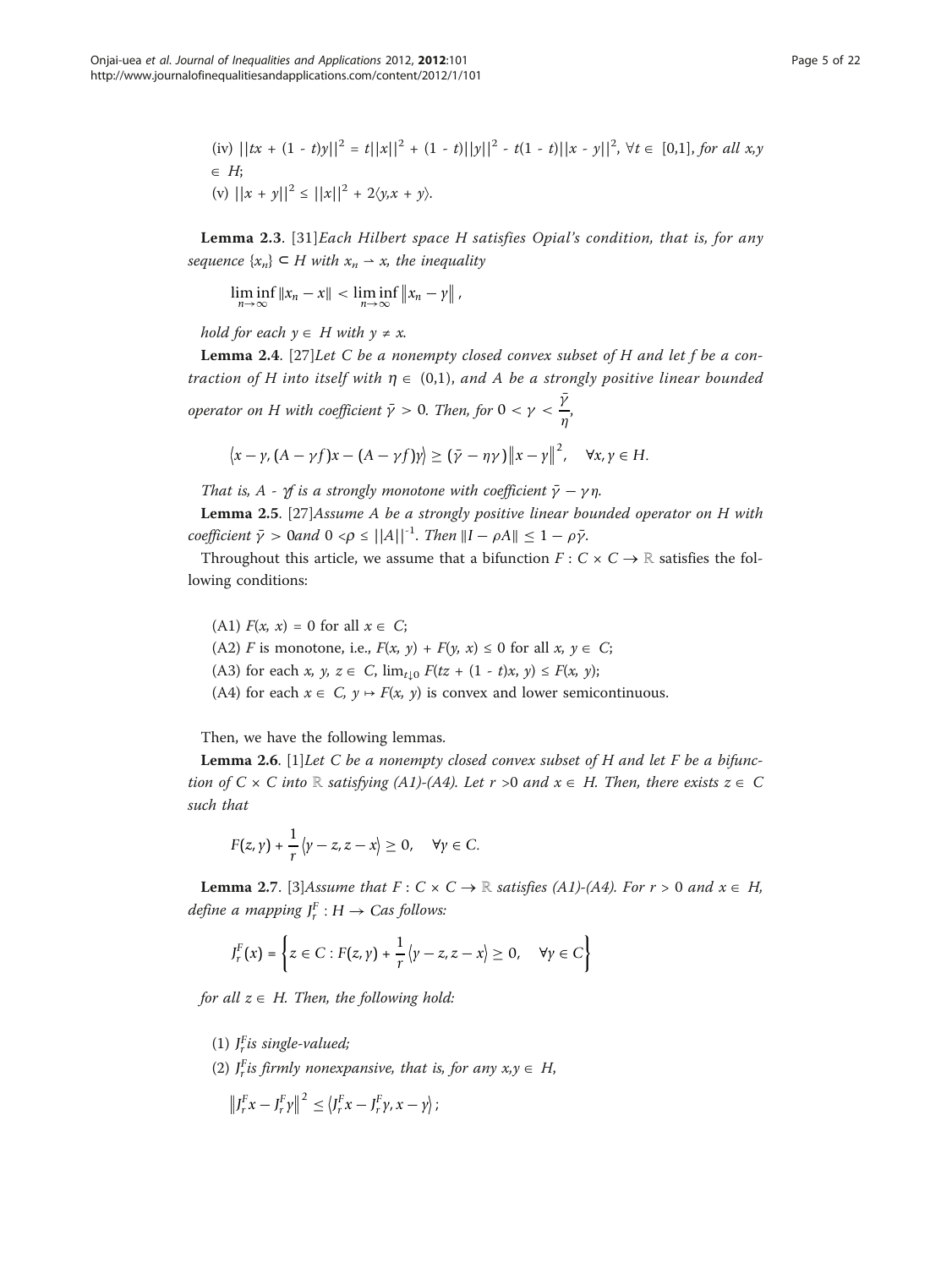(iv) $||tx + (1 - t)y||^2 = t||x||^2 + (1 - t)||y||^2 - t(1 - t)||x - y||^2$, $\forall t \in [0,1]$, *for all* $x,y \in H$;

(v) $||x + y||^2 \leq ||x||^2 + 2\langle y,x + y\rangle$.

**Lemma 2.3**. [31]*Each Hilbert space H satisfies Opial's condition, that is, for any sequence* $\{x_n\} \subset H$ *with* $x_n \rightharpoonup x$, *the inequality*

$$\liminf_{n\to\infty} \|x_n - x\| < \liminf_{n\to\infty} \|x_n - y\|,$$

*hold for each* $y \in H$ *with* $y \neq x$.

**Lemma 2.4**. [27]*Let C be a nonempty closed convex subset of H and let f be a contraction of H into itself with* $\eta \in (0,1)$, *and A be a strongly positive linear bounded operator on H with coefficient* $\bar{\gamma} > 0$. *Then, for* $0 < \gamma < \dfrac{\bar{\gamma}}{\eta}$,

$$\langle x - y, (A - \gamma f)x - (A - \gamma f)y\rangle \geq (\bar{\gamma} - \eta\gamma)\|x - y\|^2, \quad \forall x, y \in H.$$

*That is,* $A - \gamma f$ *is a strongly monotone with coefficient* $\bar{\gamma} - \gamma\eta$.

**Lemma 2.5**. [27]*Assume A be a strongly positive linear bounded operator on H with coefficient* $\bar{\gamma} > 0$ *and* $0 < \rho \leq ||A||^{-1}$. *Then* $\|I - \rho A\| \leq 1 - \rho\bar{\gamma}$.

Throughout this article, we assume that a bifunction $F : C \times C \to \mathbb{R}$ satisfies the following conditions:

(A1) $F(x, x) = 0$ for all $x \in C$;

(A2) $F$ is monotone, i.e., $F(x, y) + F(y, x) \leq 0$ for all $x, y \in C$;

(A3) for each $x, y, z \in C$, $\lim_{t\downarrow 0} F(tz + (1 - t)x, y) \leq F(x, y)$;

(A4) for each $x \in C$, $y \mapsto F(x, y)$ is convex and lower semicontinuous.

Then, we have the following lemmas.

**Lemma 2.6**. [1]*Let C be a nonempty closed convex subset of H and let F be a bifunction of* $C \times C$ *into* $\mathbb{R}$ *satisfying (A1)-(A4). Let* $r > 0$ *and* $x \in H$. *Then, there exists* $z \in C$ *such that*

$$F(z, y) + \frac{1}{r}\langle y - z, z - x\rangle \geq 0, \quad \forall y \in C.$$

**Lemma 2.7**. [3]*Assume that* $F : C \times C \to \mathbb{R}$ *satisfies (A1)-(A4). For* $r > 0$ *and* $x \in H$, *define a mapping* $J_r^F : H \to C$ *as follows:*

$$J_r^F(x) = \left\{z \in C : F(z, y) + \frac{1}{r}\langle y - z, z - x\rangle \geq 0, \quad \forall y \in C\right\}$$

*for all* $z \in H$. *Then, the following hold:*

(1) $J_r^F$ *is single-valued;*

(2) $J_r^F$ *is firmly nonexpansive, that is, for any* $x,y \in H$,

$$\|J_r^F x - J_r^F y\|^2 \leq \langle J_r^F x - J_r^F y, x - y\rangle;$$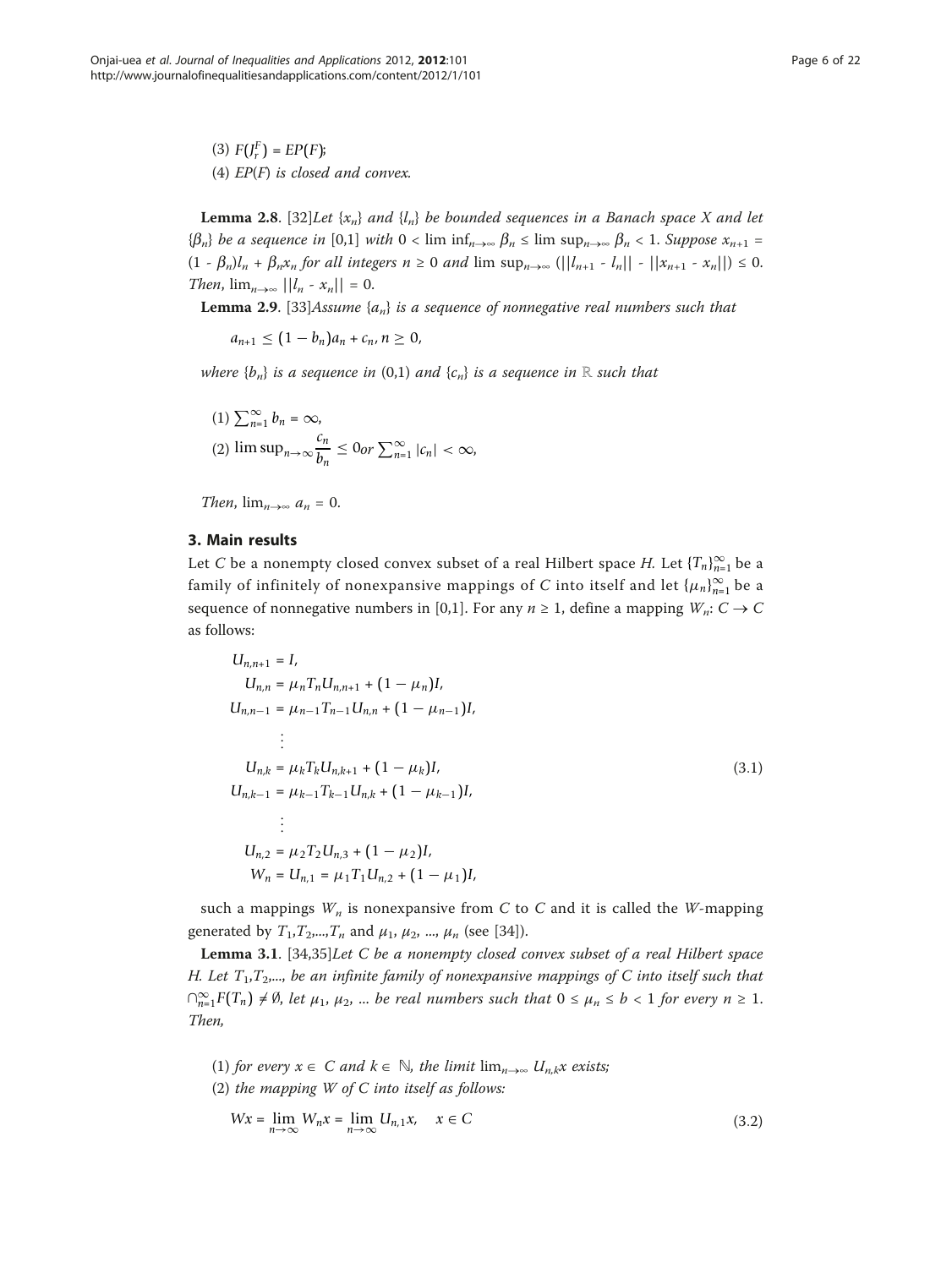(3) $F(J_r^F) = EP(F)$;

(4) $EP(F)$ *is closed and convex.*

**Lemma 2.8**. [32]*Let* $\{x_n\}$ *and* $\{l_n\}$ *be bounded sequences in a Banach space X and let* $\{\beta_n\}$ *be a sequence in* [0,1] *with* $0 < \liminf_{n\to\infty} \beta_n \le \limsup_{n\to\infty} \beta_n < 1$. *Suppose* $x_{n+1} = (1 - \beta_n)l_n + \beta_n x_n$ *for all integers* $n \ge 0$ *and* $\limsup_{n\to\infty} (||l_{n+1} - l_n|| - ||x_{n+1} - x_n||) \le 0$. *Then,* $\lim_{n\to\infty} ||l_n - x_n|| = 0$.

**Lemma 2.9**. [33]*Assume* $\{a_n\}$ *is a sequence of nonnegative real numbers such that*

$$a_{n+1} \le (1 - b_n)a_n + c_n, n \ge 0,$$

*where* $\{b_n\}$ *is a sequence in* (0,1) *and* $\{c_n\}$ *is a sequence in* $\mathbb{R}$ *such that*

(1) $\sum_{n=1}^{\infty} b_n = \infty$,

(2) $\limsup_{n\to\infty} \frac{c_n}{b_n} \le 0$ *or* $\sum_{n=1}^{\infty} |c_n| < \infty$,

*Then,* $\lim_{n\to\infty} a_n = 0$.

## 3. Main results

Let $C$ be a nonempty closed convex subset of a real Hilbert space $H$. Let $\{T_n\}_{n=1}^{\infty}$ be a family of infinitely of nonexpansive mappings of $C$ into itself and let $\{\mu_n\}_{n=1}^{\infty}$ be a sequence of nonnegative numbers in [0,1]. For any $n \ge 1$, define a mapping $W_n$: $C \to C$ as follows:

$$\begin{aligned}
U_{n,n+1} &= I, \\
U_{n,n} &= \mu_n T_n U_{n,n+1} + (1 - \mu_n)I, \\
U_{n,n-1} &= \mu_{n-1} T_{n-1} U_{n,n} + (1 - \mu_{n-1})I, \\
&\vdots \\
U_{n,k} &= \mu_k T_k U_{n,k+1} + (1 - \mu_k)I, \\
U_{n,k-1} &= \mu_{k-1} T_{k-1} U_{n,k} + (1 - \mu_{k-1})I, \\
&\vdots \\
U_{n,2} &= \mu_2 T_2 U_{n,3} + (1 - \mu_2)I, \\
W_n = U_{n,1} &= \mu_1 T_1 U_{n,2} + (1 - \mu_1)I,
\end{aligned} \tag{3.1}$$

such a mappings $W_n$ is nonexpansive from $C$ to $C$ and it is called the $W$-mapping generated by $T_1, T_2, ..., T_n$ and $\mu_1, \mu_2, ..., \mu_n$ (see [34]).

**Lemma 3.1**. [34,35]*Let C be a nonempty closed convex subset of a real Hilbert space H. Let* $T_1, T_2, ...$, *be an infinite family of nonexpansive mappings of C into itself such that* $\cap_{n=1}^{\infty} F(T_n) \ne \emptyset$, *let* $\mu_1, \mu_2, ...$ *be real numbers such that* $0 \le \mu_n \le b < 1$ *for every* $n \ge 1$. *Then,*

(1) *for every* $x \in C$ *and* $k \in \mathbb{N}$, *the limit* $\lim_{n\to\infty} U_{n,k}x$ *exists;*

(2) *the mapping W of C into itself as follows:*

$$Wx = \lim_{n\to\infty} W_n x = \lim_{n\to\infty} U_{n,1}x, \quad x \in C \tag{3.2}$$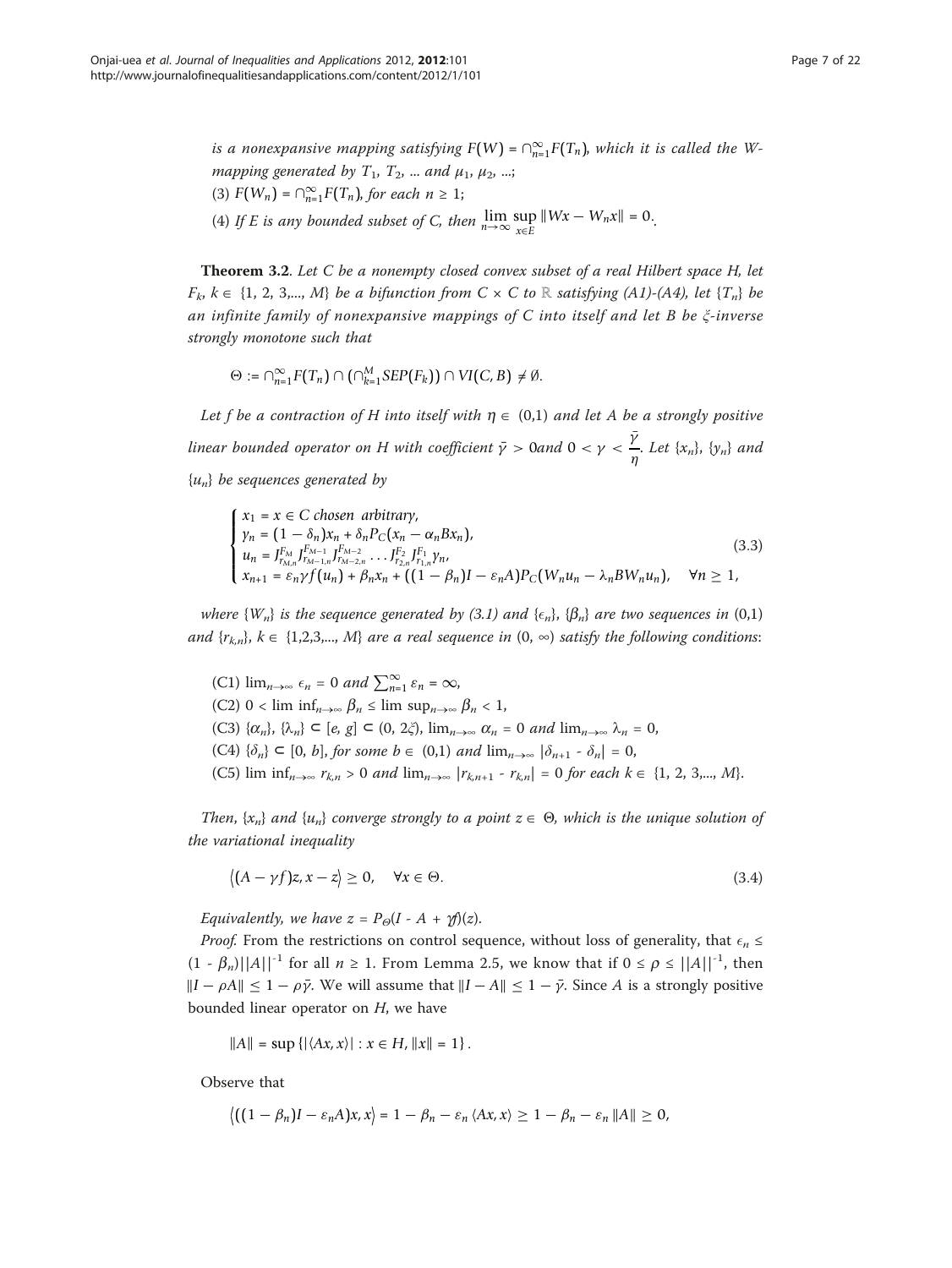*is a nonexpansive mapping satisfying* $F(W) = \cap_{n=1}^{\infty} F(T_n)$, *which it is called the W-mapping generated by* $T_1$, $T_2$, ... *and* $\mu_1$, $\mu_2$, ...;

(3) $F(W_n) = \cap_{n=1}^{\infty} F(T_n)$, *for each* $n \geq 1$;

(4) *If E is any bounded subset of C, then* $\lim_{n\to\infty} \sup_{x\in E} \|Wx - W_n x\| = 0$.

**Theorem 3.2**. *Let C be a nonempty closed convex subset of a real Hilbert space H, let* $F_k$, $k \in \{1, 2, 3,..., M\}$ *be a bifunction from* $C \times C$ *to* $\mathbb{R}$ *satisfying (A1)-(A4), let* $\{T_n\}$ *be an infinite family of nonexpansive mappings of C into itself and let B be* $\xi$*-inverse strongly monotone such that*

$$\Theta := \cap_{n=1}^{\infty} F(T_n) \cap \left(\cap_{k=1}^{M} SEP(F_k)\right) \cap VI(C, B) \neq \emptyset.$$

*Let f be a contraction of H into itself with* $\eta \in (0,1)$ *and let A be a strongly positive linear bounded operator on H with coefficient* $\bar{\gamma} > 0$ *and* $0 < \gamma < \frac{\bar{\gamma}}{\eta}$. *Let* $\{x_n\}$, $\{y_n\}$ *and* $\{u_n\}$ *be sequences generated by*

$$\begin{cases} x_1 = x \in C \text{ chosen arbitrary}, \\ y_n = (1 - \delta_n)x_n + \delta_n P_C(x_n - \alpha_n B x_n), \\ u_n = J_{r_{M,n}}^{F_M} J_{r_{M-1,n}}^{F_{M-1}} J_{r_{M-2,n}}^{F_{M-2}} \dots J_{r_{2,n}}^{F_2} J_{r_{1,n}}^{F_1} y_n, \\ x_{n+1} = \varepsilon_n \gamma f(u_n) + \beta_n x_n + ((1 - \beta_n)I - \varepsilon_n A)P_C(W_n u_n - \lambda_n B W_n u_n), \quad \forall n \geq 1, \end{cases} \tag{3.3}$$

*where* $\{W_n\}$ *is the sequence generated by (3.1) and* $\{\epsilon_n\}$, $\{\beta_n\}$ *are two sequences in* $(0,1)$ *and* $\{r_{k,n}\}$, $k \in \{1,2,3,..., M\}$ *are a real sequence in* $(0, \infty)$ *satisfy the following conditions*:

(C1) $\lim_{n\to\infty} \epsilon_n = 0$ *and* $\sum_{n=1}^{\infty} \varepsilon_n = \infty$,

(C2) $0 < \liminf_{n\to\infty} \beta_n \leq \limsup_{n\to\infty} \beta_n < 1$,

(C3) $\{\alpha_n\}$, $\{\lambda_n\} \subset [e, g] \subset (0, 2\xi)$, $\lim_{n\to\infty} \alpha_n = 0$ *and* $\lim_{n\to\infty} \lambda_n = 0$,

(C4) $\{\delta_n\} \subset [0, b]$, *for some* $b \in (0,1)$ *and* $\lim_{n\to\infty} |\delta_{n+1} - \delta_n| = 0$,

(C5) $\liminf_{n\to\infty} r_{k,n} > 0$ *and* $\lim_{n\to\infty} |r_{k,n+1} - r_{k,n}| = 0$ *for each* $k \in \{1, 2, 3,..., M\}$.

*Then,* $\{x_n\}$ *and* $\{u_n\}$ *converge strongly to a point* $z \in \Theta$, *which is the unique solution of the variational inequality*

$$\langle (A - \gamma f)z, x - z \rangle \geq 0, \quad \forall x \in \Theta. \tag{3.4}$$

*Equivalently, we have* $z = P_{\Theta}(I - A + \gamma f)(z)$.

*Proof.* From the restrictions on control sequence, without loss of generality, that $\epsilon_n \leq (1 - \beta_n)\|A\|^{-1}$ for all $n \geq 1$. From Lemma 2.5, we know that if $0 \leq \rho \leq \|A\|^{-1}$, then $\|I - \rho A\| \leq 1 - \rho\bar{\gamma}$. We will assume that $\|I - A\| \leq 1 - \bar{\gamma}$. Since $A$ is a strongly positive bounded linear operator on $H$, we have

$$\|A\| = \sup\{|\langle Ax, x \rangle| : x \in H, \|x\| = 1\}.$$

Observe that

$$\langle ((1 - \beta_n)I - \varepsilon_n A)x, x \rangle = 1 - \beta_n - \varepsilon_n \langle Ax, x \rangle \geq 1 - \beta_n - \varepsilon_n \|A\| \geq 0,$$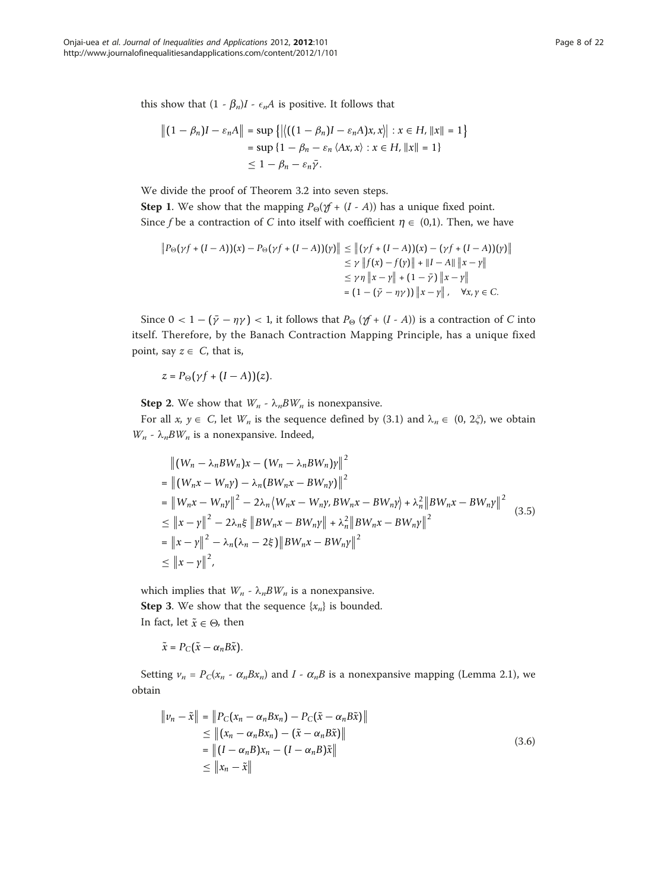this show that $(1 - \beta_n)I - \epsilon_n A$ is positive. It follows that

$$\begin{aligned}\|(1-\beta_n)I - \varepsilon_n A\| &= \sup\left\{\left|\langle((1-\beta_n)I - \varepsilon_n A)x, x\rangle\right| : x \in H, \|x\| = 1\right\} \\ &= \sup\left\{1 - \beta_n - \varepsilon_n \langle Ax, x\rangle : x \in H, \|x\| = 1\right\} \\ &\leq 1 - \beta_n - \varepsilon_n \bar{\gamma}.\end{aligned}$$

We divide the proof of Theorem 3.2 into seven steps.

**Step 1**. We show that the mapping $P_\Theta(\gamma f + (I - A))$ has a unique fixed point.

Since $f$ be a contraction of $C$ into itself with coefficient $\eta \in (0,1)$. Then, we have

$$\begin{aligned}\|P_\Theta(\gamma f + (I-A))(x) - P_\Theta(\gamma f + (I-A))(y)\| &\leq \|(\gamma f + (I-A))(x) - (\gamma f + (I-A))(y)\| \\ &\leq \gamma \|f(x) - f(y)\| + \|I - A\| \|x - y\| \\ &\leq \gamma\eta \|x - y\| + (1 - \bar{\gamma}) \|x - y\| \\ &= (1 - (\bar{\gamma} - \eta\gamma)) \|x - y\|, \quad \forall x, y \in C.\end{aligned}$$

Since $0 < 1 - (\bar{\gamma} - \eta\gamma) < 1$, it follows that $P_\Theta(\gamma f + (I - A))$ is a contraction of $C$ into itself. Therefore, by the Banach Contraction Mapping Principle, has a unique fixed point, say $z \in C$, that is,

$$z = P_\Theta(\gamma f + (I - A))(z).$$

**Step 2**. We show that $W_n - \lambda_n BW_n$ is nonexpansive.

For all $x, y \in C$, let $W_n$ is the sequence defined by (3.1) and $\lambda_n \in (0, 2\xi)$, we obtain $W_n - \lambda_n BW_n$ is a nonexpansive. Indeed,

$$\begin{aligned}&\|(W_n - \lambda_n BW_n)x - (W_n - \lambda_n BW_n)y\|^2 \\ &= \|(W_n x - W_n y) - \lambda_n(BW_n x - BW_n y)\|^2 \\ &= \|W_n x - W_n y\|^2 - 2\lambda_n\langle W_n x - W_n y, BW_n x - BW_n y\rangle + \lambda_n^2\|BW_n x - BW_n y\|^2 \\ &\leq \|x - y\|^2 - 2\lambda_n\xi\, \|BW_n x - BW_n y\| + \lambda_n^2\|BW_n x - BW_n y\|^2 \\ &= \|x - y\|^2 - \lambda_n(\lambda_n - 2\xi)\|BW_n x - BW_n y\|^2 \\ &\leq \|x - y\|^2,\end{aligned} \tag{3.5}$$

which implies that $W_n - \lambda_n BW_n$ is a nonexpansive.

**Step 3**. We show that the sequence $\{x_n\}$ is bounded.

In fact, let $\tilde{x} \in \Theta$, then

$$\tilde{x} = P_C(\tilde{x} - \alpha_n B\tilde{x}).$$

Setting $v_n = P_C(x_n - \alpha_n Bx_n)$ and $I - \alpha_n B$ is a nonexpansive mapping (Lemma 2.1), we obtain

$$\begin{aligned}\|v_n - \tilde{x}\| &= \|P_C(x_n - \alpha_n Bx_n) - P_C(\tilde{x} - \alpha_n B\tilde{x})\| \\ &\leq \|(x_n - \alpha_n Bx_n) - (\tilde{x} - \alpha_n B\tilde{x})\| \\ &= \|(I - \alpha_n B)x_n - (I - \alpha_n B)\tilde{x}\| \\ &\leq \|x_n - \tilde{x}\|\end{aligned} \tag{3.6}$$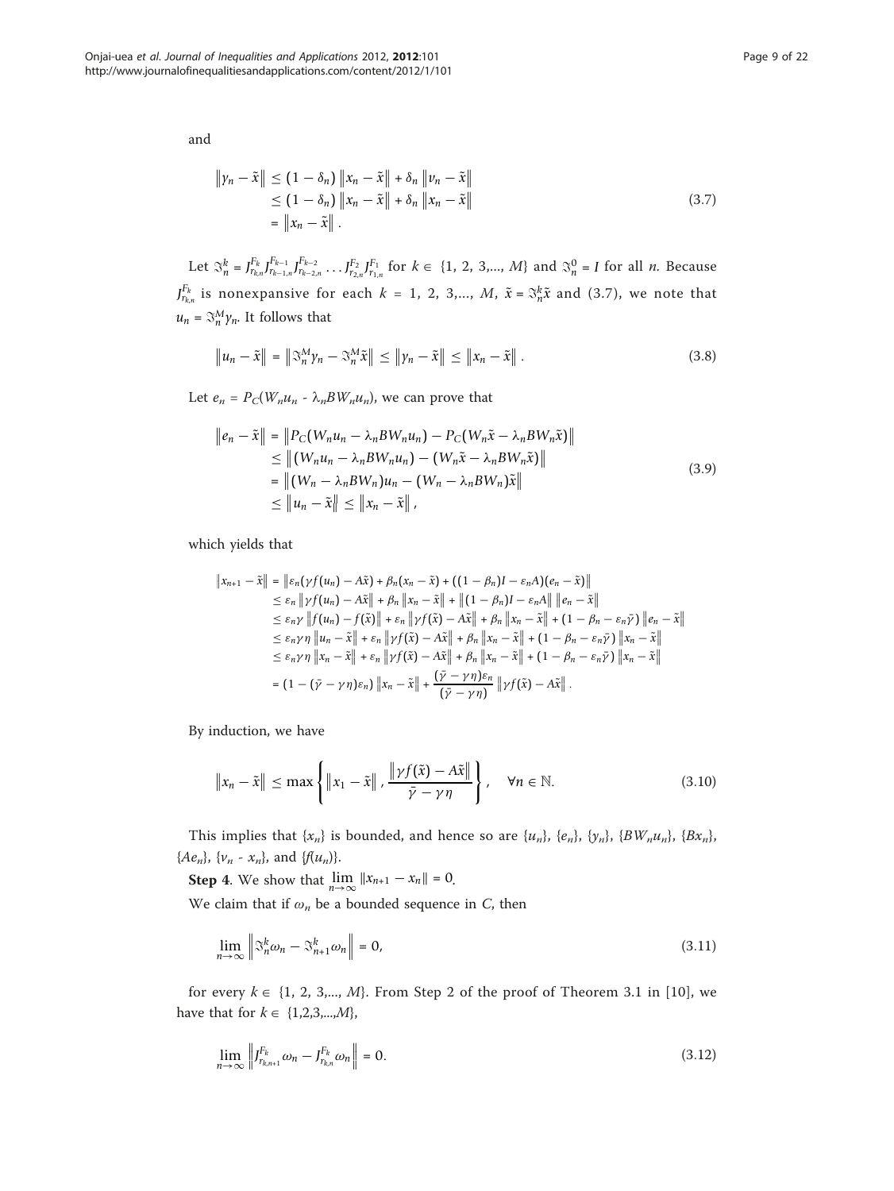and

$$
\begin{aligned}
\|y_n - \tilde{x}\| &\leq (1-\delta_n)\|x_n - \tilde{x}\| + \delta_n \|v_n - \tilde{x}\| \\
&\leq (1-\delta_n)\|x_n - \tilde{x}\| + \delta_n \|x_n - \tilde{x}\| \\
&= \|x_n - \tilde{x}\|.
\end{aligned} \tag{3.7}
$$

Let $\Im_n^k = J_{r_{k,n}}^{F_k} J_{r_{k-1,n}}^{F_{k-1}} J_{r_{k-2,n}}^{F_{k-2}} \dots J_{r_{2,n}}^{F_2} J_{r_{1,n}}^{F_1}$ for $k \in \{1, 2, 3, \dots, M\}$ and $\Im_n^0 = I$ for all $n$. Because $J_{r_{k,n}}^{F_k}$ is nonexpansive for each $k = 1, 2, 3, \dots, M$, $\tilde{x} = \Im_n^k \tilde{x}$ and (3.7), we note that $u_n = \Im_n^M y_n$. It follows that

$$
\|u_n - \tilde{x}\| = \|\Im_n^M y_n - \Im_n^M \tilde{x}\| \leq \|y_n - \tilde{x}\| \leq \|x_n - \tilde{x}\|. \tag{3.8}
$$

Let $e_n = P_C(W_n u_n - \lambda_n B W_n u_n)$, we can prove that

$$
\begin{aligned}
\|e_n - \tilde{x}\| &= \|P_C(W_n u_n - \lambda_n B W_n u_n) - P_C(W_n \tilde{x} - \lambda_n B W_n \tilde{x})\| \\
&\leq \|(W_n u_n - \lambda_n B W_n u_n) - (W_n \tilde{x} - \lambda_n B W_n \tilde{x})\| \\
&= \|(W_n - \lambda_n B W_n) u_n - (W_n - \lambda_n B W_n)\tilde{x}\| \\
&\leq \|u_n - \tilde{x}\| \leq \|x_n - \tilde{x}\|,
\end{aligned} \tag{3.9}
$$

which yields that

$$
\begin{aligned}
\|x_{n+1} - \tilde{x}\| &= \|\varepsilon_n(\gamma f(u_n) - A\tilde{x}) + \beta_n(x_n - \tilde{x}) + ((1-\beta_n)I - \varepsilon_n A)(e_n - \tilde{x})\| \\
&\leq \varepsilon_n \|\gamma f(u_n) - A\tilde{x}\| + \beta_n \|x_n - \tilde{x}\| + \|(1-\beta_n)I - \varepsilon_n A\| \|e_n - \tilde{x}\| \\
&\leq \varepsilon_n \gamma \|f(u_n) - f(\tilde{x})\| + \varepsilon_n \|\gamma f(\tilde{x}) - A\tilde{x}\| + \beta_n \|x_n - \tilde{x}\| + (1 - \beta_n - \varepsilon_n \bar{\gamma})\|e_n - \tilde{x}\| \\
&\leq \varepsilon_n \gamma \eta \|u_n - \tilde{x}\| + \varepsilon_n \|\gamma f(\tilde{x}) - A\tilde{x}\| + \beta_n \|x_n - \tilde{x}\| + (1 - \beta_n - \varepsilon_n \bar{\gamma})\|x_n - \tilde{x}\| \\
&\leq \varepsilon_n \gamma \eta \|x_n - \tilde{x}\| + \varepsilon_n \|\gamma f(\tilde{x}) - A\tilde{x}\| + \beta_n \|x_n - \tilde{x}\| + (1 - \beta_n - \varepsilon_n \bar{\gamma})\|x_n - \tilde{x}\| \\
&= (1 - (\bar{\gamma} - \gamma\eta)\varepsilon_n)\|x_n - \tilde{x}\| + \frac{(\bar{\gamma} - \gamma\eta)\varepsilon_n}{(\bar{\gamma} - \gamma\eta)} \|\gamma f(\tilde{x}) - A\tilde{x}\|.
\end{aligned}
$$

By induction, we have

$$
\|x_n - \tilde{x}\| \leq \max\left\{ \|x_1 - \tilde{x}\|, \frac{\|\gamma f(\tilde{x}) - A\tilde{x}\|}{\bar{\gamma} - \gamma\eta} \right\}, \quad \forall n \in \mathbb{N}. \tag{3.10}
$$

This implies that $\{x_n\}$ is bounded, and hence so are $\{u_n\}$, $\{e_n\}$, $\{y_n\}$, $\{BW_n u_n\}$, $\{Bx_n\}$, $\{Ae_n\}$, $\{v_n - x_n\}$, and $\{f(u_n)\}$.

**Step 4**. We show that $\lim_{n\to\infty} \|x_{n+1} - x_n\| = 0$.

We claim that if $\omega_n$ be a bounded sequence in $C$, then

$$
\lim_{n\to\infty} \|\Im_n^k \omega_n - \Im_{n+1}^k \omega_n\| = 0, \tag{3.11}
$$

for every $k \in \{1, 2, 3, \dots, M\}$. From Step 2 of the proof of Theorem 3.1 in [10], we have that for $k \in \{1,2,3,\dots,M\}$,

$$
\lim_{n\to\infty} \|J_{r_{k,n+1}}^{F_k} \omega_n - J_{r_{k,n}}^{F_k} \omega_n\| = 0. \tag{3.12}
$$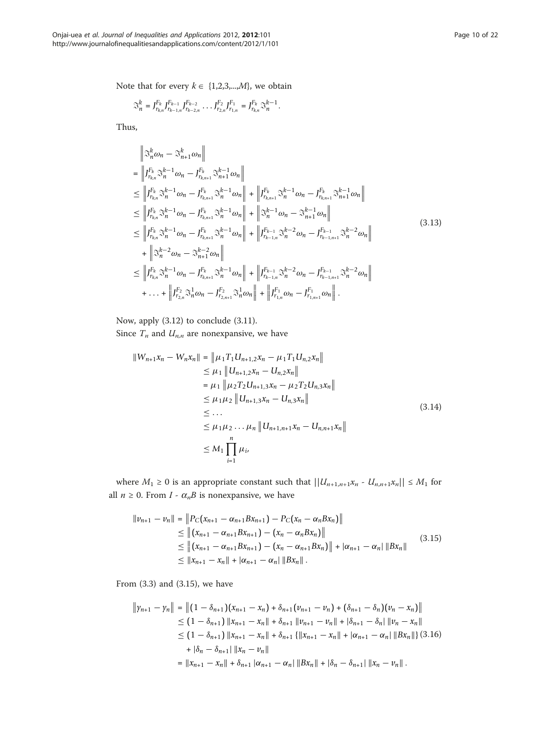Note that for every $k \in \{1,2,3,...,M\}$, we obtain

$$\Im_n^k = J_{r_{k,n}}^{F_k} J_{r_{k-1,n}}^{F_{k-1}} J_{r_{k-2,n}}^{F_{k-2}} \dots J_{r_{2,n}}^{F_2} J_{r_{1,n}}^{F_1} = J_{r_{k,n}}^{F_k} \Im_n^{k-1}.$$

Thus,

$$\begin{aligned}
&\left\| \Im_n^k \omega_n - \Im_{n+1}^k \omega_n \right\| \\
&= \left\| J_{r_{k,n}}^{F_k} \Im_n^{k-1} \omega_n - J_{r_{k,n+1}}^{F_k} \Im_{n+1}^{k-1} \omega_n \right\| \\
&\leq \left\| J_{r_{k,n}}^{F_k} \Im_n^{k-1} \omega_n - J_{r_{k,n+1}}^{F_k} \Im_n^{k-1} \omega_n \right\| + \left\| J_{r_{k,n+1}}^{F_k} \Im_n^{k-1} \omega_n - J_{r_{k,n+1}}^{F_k} \Im_{n+1}^{k-1} \omega_n \right\| \\
&\leq \left\| J_{r_{k,n}}^{F_k} \Im_n^{k-1} \omega_n - J_{r_{k,n+1}}^{F_k} \Im_n^{k-1} \omega_n \right\| + \left\| \Im_n^{k-1} \omega_n - \Im_{n+1}^{k-1} \omega_n \right\| \\
&\leq \left\| J_{r_{k,n}}^{F_k} \Im_n^{k-1} \omega_n - J_{r_{k,n+1}}^{F_k} \Im_n^{k-1} \omega_n \right\| + \left\| J_{r_{k-1,n}}^{F_{k-1}} \Im_n^{k-2} \omega_n - J_{r_{k-1,n+1}}^{F_{k-1}} \Im_n^{k-2} \omega_n \right\| \\
&\quad + \left\| \Im_n^{k-2} \omega_n - \Im_{n+1}^{k-2} \omega_n \right\| \\
&\leq \left\| J_{r_{k,n}}^{F_k} \Im_n^{k-1} \omega_n - J_{r_{k,n+1}}^{F_k} \Im_n^{k-1} \omega_n \right\| + \left\| J_{r_{k-1,n}}^{F_{k-1}} \Im_n^{k-2} \omega_n - J_{r_{k-1,n+1}}^{F_{k-1}} \Im_n^{k-2} \omega_n \right\| \\
&\quad + \dots + \left\| J_{r_{2,n}}^{F_2} \Im_n^1 \omega_n - J_{r_{2,n+1}}^{F_2} \Im_n^1 \omega_n \right\| + \left\| J_{r_{1,n}}^{F_1} \omega_n - J_{r_{1,n+1}}^{F_1} \omega_n \right\|.
\end{aligned} \tag{3.13}$$

Now, apply (3.12) to conclude (3.11).

Since $T_n$ and $U_{n,n}$ are nonexpansive, we have

$$\begin{aligned}
\|W_{n+1}x_n - W_n x_n\| &= \left\| \mu_1 T_1 U_{n+1,2} x_n - \mu_1 T_1 U_{n,2} x_n \right\| \\
&\leq \mu_1 \left\| U_{n+1,2} x_n - U_{n,2} x_n \right\| \\
&= \mu_1 \left\| \mu_2 T_2 U_{n+1,3} x_n - \mu_2 T_2 U_{n,3} x_n \right\| \\
&\leq \mu_1 \mu_2 \left\| U_{n+1,3} x_n - U_{n,3} x_n \right\| \\
&\leq \dots \\
&\leq \mu_1 \mu_2 \dots \mu_n \left\| U_{n+1,n+1} x_n - U_{n,n+1} x_n \right\| \\
&\leq M_1 \prod_{i=1}^{n} \mu_i,
\end{aligned} \tag{3.14}$$

where $M_1 \geq 0$ is an appropriate constant such that $||U_{n+1,n+1}x_n - U_{n,n+1}x_n|| \leq M_1$ for all $n \geq 0$. From $I - \alpha_n B$ is nonexpansive, we have

$$\begin{aligned}
\|v_{n+1} - v_n\| &= \left\| P_C(x_{n+1} - \alpha_{n+1} B x_{n+1}) - P_C(x_n - \alpha_n B x_n) \right\| \\
&\leq \left\| (x_{n+1} - \alpha_{n+1} B x_{n+1}) - (x_n - \alpha_n B x_n) \right\| \\
&\leq \left\| (x_{n+1} - \alpha_{n+1} B x_{n+1}) - (x_n - \alpha_{n+1} B x_n) \right\| + |\alpha_{n+1} - \alpha_n| \, \|B x_n\| \\
&\leq \|x_{n+1} - x_n\| + |\alpha_{n+1} - \alpha_n| \, \|B x_n\|.
\end{aligned} \tag{3.15}$$

From (3.3) and (3.15), we have

$$\begin{aligned}
\left\| y_{n+1} - y_n \right\| &= \left\| (1 - \delta_{n+1})(x_{n+1} - x_n) + \delta_{n+1}(v_{n+1} - v_n) + (\delta_{n+1} - \delta_n)(v_n - x_n) \right\| \\
&\leq (1 - \delta_{n+1}) \|x_{n+1} - x_n\| + \delta_{n+1} \|v_{n+1} - v_n\| + |\delta_{n+1} - \delta_n| \, \|v_n - x_n\| \\
&\leq (1 - \delta_{n+1}) \|x_{n+1} - x_n\| + \delta_{n+1} \{ \|x_{n+1} - x_n\| + |\alpha_{n+1} - \alpha_n| \, \|B x_n\| \} \\
&\quad + |\delta_n - \delta_{n+1}| \, \|x_n - v_n\| \\
&= \|x_{n+1} - x_n\| + \delta_{n+1} |\alpha_{n+1} - \alpha_n| \, \|B x_n\| + |\delta_n - \delta_{n+1}| \, \|x_n - v_n\|.
\end{aligned} \tag{3.16}$$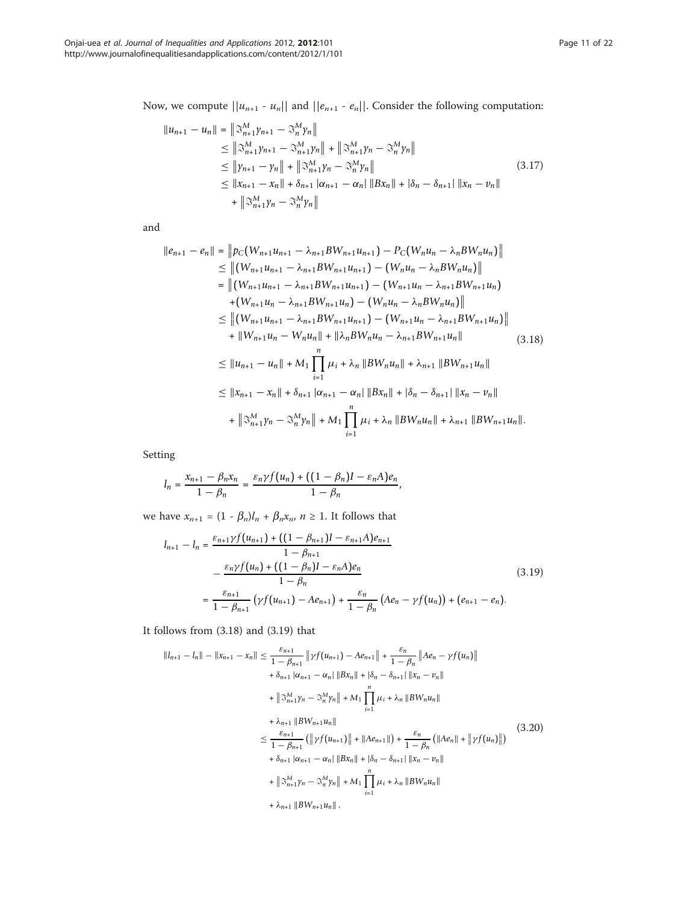Now, we compute $||u_{n+1} - u_n||$ and $||e_{n+1} - e_n||$. Consider the following computation:

$$
\begin{aligned}
\|u_{n+1} - u_n\| &= \left\|\Im_{n+1}^M y_{n+1} - \Im_n^M y_n\right\| \\
&\leq \left\|\Im_{n+1}^M y_{n+1} - \Im_{n+1}^M y_n\right\| + \left\|\Im_{n+1}^M y_n - \Im_n^M y_n\right\| \\
&\leq \left\|y_{n+1} - y_n\right\| + \left\|\Im_{n+1}^M y_n - \Im_n^M y_n\right\| \\
&\leq \|x_{n+1} - x_n\| + \delta_{n+1}\left|\alpha_{n+1} - \alpha_n\right| \|Bx_n\| + |\delta_n - \delta_{n+1}| \|x_n - v_n\| \\
&\quad + \left\|\Im_{n+1}^M y_n - \Im_n^M y_n\right\|
\end{aligned}
\tag{3.17}
$$

and

$$
\begin{aligned}
\|e_{n+1} - e_n\| &= \left\|p_C(W_{n+1}u_{n+1} - \lambda_{n+1}BW_{n+1}u_{n+1}) - P_C(W_n u_n - \lambda_n BW_n u_n)\right\| \\
&\leq \left\|(W_{n+1}u_{n+1} - \lambda_{n+1}BW_{n+1}u_{n+1}) - (W_n u_n - \lambda_n BW_n u_n)\right\| \\
&= \left\|(W_{n+1}u_{n+1} - \lambda_{n+1}BW_{n+1}u_{n+1}) - (W_{n+1}u_n - \lambda_{n+1}BW_{n+1}u_n)\right. \\
&\quad \left. +(W_{n+1}u_n - \lambda_{n+1}BW_{n+1}u_n) - (W_n u_n - \lambda_n BW_n u_n)\right\| \\
&\leq \left\|(W_{n+1}u_{n+1} - \lambda_{n+1}BW_{n+1}u_{n+1}) - (W_{n+1}u_n - \lambda_{n+1}BW_{n+1}u_n)\right\| \\
&\quad + \|W_{n+1}u_n - W_n u_n\| + \|\lambda_n BW_n u_n - \lambda_{n+1}BW_{n+1}u_n\| \\
&\leq \|u_{n+1} - u_n\| + M_1 \prod_{i=1}^{n} \mu_i + \lambda_n \|BW_n u_n\| + \lambda_{n+1}\|BW_{n+1}u_n\| \\
&\leq \|x_{n+1} - x_n\| + \delta_{n+1}\left|\alpha_{n+1} - \alpha_n\right| \|Bx_n\| + |\delta_n - \delta_{n+1}| \|x_n - v_n\| \\
&\quad + \left\|\Im_{n+1}^M y_n - \Im_n^M y_n\right\| + M_1 \prod_{i=1}^{n} \mu_i + \lambda_n \|BW_n u_n\| + \lambda_{n+1}\|BW_{n+1}u_n\|.
\end{aligned}
\tag{3.18}
$$

Setting

$$
l_n = \frac{x_{n+1} - \beta_n x_n}{1 - \beta_n} = \frac{\varepsilon_n \gamma f(u_n) + ((1 - \beta_n)I - \varepsilon_n A)e_n}{1 - \beta_n},
$$

we have $x_{n+1} = (1 - \beta_n)l_n + \beta_n x_n$, $n \geq 1$. It follows that

$$
\begin{aligned}
l_{n+1} - l_n &= \frac{\varepsilon_{n+1}\gamma f(u_{n+1}) + ((1 - \beta_{n+1})I - \varepsilon_{n+1}A)e_{n+1}}{1 - \beta_{n+1}} \\
&\quad - \frac{\varepsilon_n \gamma f(u_n) + ((1 - \beta_n)I - \varepsilon_n A)e_n}{1 - \beta_n} \\
&= \frac{\varepsilon_{n+1}}{1 - \beta_{n+1}}\left(\gamma f(u_{n+1}) - Ae_{n+1}\right) + \frac{\varepsilon_n}{1 - \beta_n}\left(Ae_n - \gamma f(u_n)\right) + (e_{n+1} - e_n).
\end{aligned}
\tag{3.19}
$$

It follows from (3.18) and (3.19) that

$$
\begin{aligned}
\|l_{n+1} - l_n\| - \|x_{n+1} - x_n\| &\leq \frac{\varepsilon_{n+1}}{1 - \beta_{n+1}}\left\|\gamma f(u_{n+1}) - Ae_{n+1}\right\| + \frac{\varepsilon_n}{1 - \beta_n}\left\|Ae_n - \gamma f(u_n)\right\| \\
&\quad + \delta_{n+1}\left|\alpha_{n+1} - \alpha_n\right| \|Bx_n\| + |\delta_n - \delta_{n+1}| \|x_n - v_n\| \\
&\quad + \left\|\Im_{n+1}^M y_n - \Im_n^M y_n\right\| + M_1 \prod_{i=1}^{n} \mu_i + \lambda_n \|BW_n u_n\| \\
&\quad + \lambda_{n+1}\|BW_{n+1}u_n\| \\
&\leq \frac{\varepsilon_{n+1}}{1 - \beta_{n+1}}\left(\left\|\gamma f(u_{n+1})\right\| + \|Ae_{n+1}\|\right) + \frac{\varepsilon_n}{1 - \beta_n}\left(\|Ae_n\| + \left\|\gamma f(u_n)\right\|\right) \\
&\quad + \delta_{n+1}\left|\alpha_{n+1} - \alpha_n\right| \|Bx_n\| + |\delta_n - \delta_{n+1}| \|x_n - v_n\| \\
&\quad + \left\|\Im_{n+1}^M y_n - \Im_n^M y_n\right\| + M_1 \prod_{i=1}^{n} \mu_i + \lambda_n \|BW_n u_n\| \\
&\quad + \lambda_{n+1}\|BW_{n+1}u_n\|.
\end{aligned}
\tag{3.20}
$$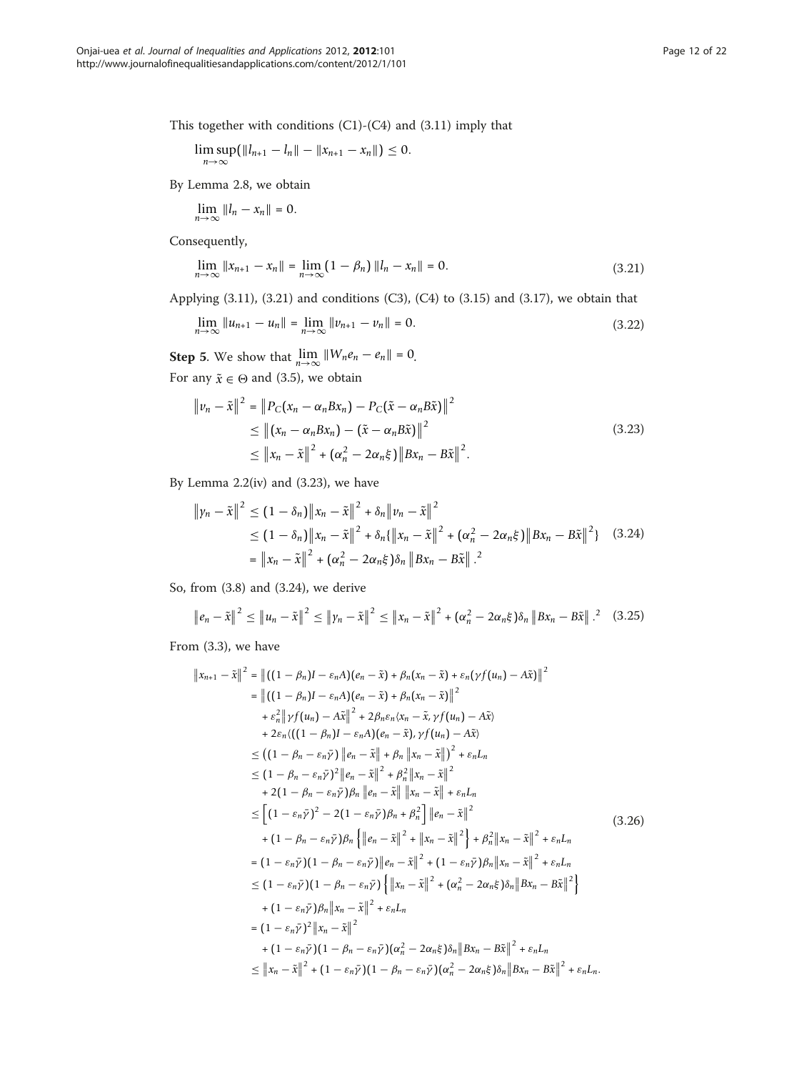This together with conditions (C1)-(C4) and (3.11) imply that

$$\limsup_{n\to\infty}(\|l_{n+1}-l_n\| - \|x_{n+1}-x_n\|) \le 0.$$

By Lemma 2.8, we obtain

$$\lim_{n\to\infty}\|l_n - x_n\| = 0.$$

Consequently,

$$\lim_{n\to\infty}\|x_{n+1}-x_n\| = \lim_{n\to\infty}(1-\beta_n)\|l_n - x_n\| = 0. \tag{3.21}$$

Applying (3.11), (3.21) and conditions (C3), (C4) to (3.15) and (3.17), we obtain that

$$\lim_{n\to\infty}\|u_{n+1}-u_n\| = \lim_{n\to\infty}\|v_{n+1}-v_n\| = 0. \tag{3.22}$$

**Step 5**. We show that $\lim_{n\to\infty}\|W_n e_n - e_n\| = 0$.

For any $\tilde{x} \in \Theta$ and (3.5), we obtain

$$\begin{aligned}
\|v_n - \tilde{x}\|^2 &= \|P_C(x_n - \alpha_n Bx_n) - P_C(\tilde{x} - \alpha_n B\tilde{x})\|^2 \\
&\le \|(x_n - \alpha_n Bx_n) - (\tilde{x} - \alpha_n B\tilde{x})\|^2 \\
&\le \|x_n - \tilde{x}\|^2 + (\alpha_n^2 - 2\alpha_n\xi)\|Bx_n - B\tilde{x}\|^2.
\end{aligned} \tag{3.23}$$

By Lemma 2.2(iv) and (3.23), we have

$$\begin{aligned}
\|y_n - \tilde{x}\|^2 &\le (1-\delta_n)\|x_n - \tilde{x}\|^2 + \delta_n\|v_n - \tilde{x}\|^2 \\
&\le (1-\delta_n)\|x_n - \tilde{x}\|^2 + \delta_n\{\|x_n - \tilde{x}\|^2 + (\alpha_n^2 - 2\alpha_n\xi)\|Bx_n - B\tilde{x}\|^2\} \\
&= \|x_n - \tilde{x}\|^2 + (\alpha_n^2 - 2\alpha_n\xi)\delta_n\|Bx_n - B\tilde{x}\|^2.
\end{aligned} \tag{3.24}$$

So, from (3.8) and (3.24), we derive

$$\|e_n - \tilde{x}\|^2 \le \|u_n - \tilde{x}\|^2 \le \|y_n - \tilde{x}\|^2 \le \|x_n - \tilde{x}\|^2 + (\alpha_n^2 - 2\alpha_n\xi)\delta_n\|Bx_n - B\tilde{x}\|^2 \tag{3.25}$$

From (3.3), we have

$$\begin{aligned}
\|x_{n+1} - \tilde{x}\|^2 &= \|((1-\beta_n)I - \varepsilon_n A)(e_n - \tilde{x}) + \beta_n(x_n - \tilde{x}) + \varepsilon_n(\gamma f(u_n) - A\tilde{x})\|^2 \\
&= \|((1-\beta_n)I - \varepsilon_n A)(e_n - \tilde{x}) + \beta_n(x_n - \tilde{x})\|^2 \\
&\quad + \varepsilon_n^2\|\gamma f(u_n) - A\tilde{x}\|^2 + 2\beta_n\varepsilon_n\langle x_n - \tilde{x}, \gamma f(u_n) - A\tilde{x}\rangle \\
&\quad + 2\varepsilon_n\langle((1-\beta_n)I - \varepsilon_n A)(e_n - \tilde{x}), \gamma f(u_n) - A\tilde{x}\rangle \\
&\le ((1-\beta_n - \varepsilon_n\bar{\gamma})\|e_n - \tilde{x}\| + \beta_n\|x_n - \tilde{x}\|)^2 + \varepsilon_n L_n \\
&\le (1-\beta_n - \varepsilon_n\bar{\gamma})^2\|e_n - \tilde{x}\|^2 + \beta_n^2\|x_n - \tilde{x}\|^2 \\
&\quad + 2(1-\beta_n - \varepsilon_n\bar{\gamma})\beta_n\|e_n - \tilde{x}\|\,\|x_n - \tilde{x}\| + \varepsilon_n L_n \\
&\le \left[(1-\varepsilon_n\bar{\gamma})^2 - 2(1-\varepsilon_n\bar{\gamma})\beta_n + \beta_n^2\right]\|e_n - \tilde{x}\|^2 \\
&\quad + (1-\beta_n - \varepsilon_n\bar{\gamma})\beta_n\left\{\|e_n - \tilde{x}\|^2 + \|x_n - \tilde{x}\|^2\right\} + \beta_n^2\|x_n - \tilde{x}\|^2 + \varepsilon_n L_n \\
&= (1-\varepsilon_n\bar{\gamma})(1-\beta_n - \varepsilon_n\bar{\gamma})\|e_n - \tilde{x}\|^2 + (1-\varepsilon_n\bar{\gamma})\beta_n\|x_n - \tilde{x}\|^2 + \varepsilon_n L_n \\
&\le (1-\varepsilon_n\bar{\gamma})(1-\beta_n - \varepsilon_n\bar{\gamma})\left\{\|x_n - \tilde{x}\|^2 + (\alpha_n^2 - 2\alpha_n\xi)\delta_n\|Bx_n - B\tilde{x}\|^2\right\} \\
&\quad + (1-\varepsilon_n\bar{\gamma})\beta_n\|x_n - \tilde{x}\|^2 + \varepsilon_n L_n \\
&= (1-\varepsilon_n\bar{\gamma})^2\|x_n - \tilde{x}\|^2 \\
&\quad + (1-\varepsilon_n\bar{\gamma})(1-\beta_n - \varepsilon_n\bar{\gamma})(\alpha_n^2 - 2\alpha_n\xi)\delta_n\|Bx_n - B\tilde{x}\|^2 + \varepsilon_n L_n \\
&\le \|x_n - \tilde{x}\|^2 + (1-\varepsilon_n\bar{\gamma})(1-\beta_n - \varepsilon_n\bar{\gamma})(\alpha_n^2 - 2\alpha_n\xi)\delta_n\|Bx_n - B\tilde{x}\|^2 + \varepsilon_n L_n.
\end{aligned} \tag{3.26}$$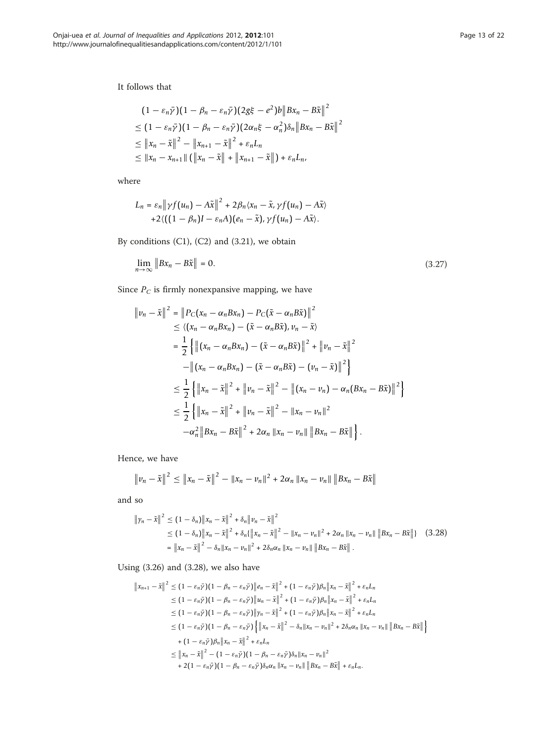It follows that

$$
\begin{aligned}
&(1-\varepsilon_n\bar{\gamma})(1-\beta_n-\varepsilon_n\bar{\gamma})(2g\xi-e^2)b\left\|Bx_n-B\tilde{x}\right\|^2 \\
&\leq (1-\varepsilon_n\bar{\gamma})(1-\beta_n-\varepsilon_n\bar{\gamma})(2\alpha_n\xi-\alpha_n^2)\delta_n\left\|Bx_n-B\tilde{x}\right\|^2 \\
&\leq \left\|x_n-\tilde{x}\right\|^2-\left\|x_{n+1}-\tilde{x}\right\|^2+\varepsilon_nL_n \\
&\leq \left\|x_n-x_{n+1}\right\|\left(\left\|x_n-\tilde{x}\right\|+\left\|x_{n+1}-\tilde{x}\right\|\right)+\varepsilon_nL_n,
\end{aligned}
$$

where

$$
\begin{aligned}
L_n = &\ \varepsilon_n\left\|\gamma f(u_n)-A\tilde{x}\right\|^2+2\beta_n\langle x_n-\tilde{x},\gamma f(u_n)-A\tilde{x}\rangle \\
&+2\langle((1-\beta_n)I-\varepsilon_nA)(e_n-\tilde{x}),\gamma f(u_n)-A\tilde{x}\rangle.
\end{aligned}
$$

By conditions (C1), (C2) and (3.21), we obtain

$$
\lim_{n\to\infty}\left\|Bx_n-B\tilde{x}\right\|=0. \tag{3.27}
$$

Since $P_C$ is firmly nonexpansive mapping, we have

$$
\begin{aligned}
\left\|v_n-\tilde{x}\right\|^2 &= \left\|P_C(x_n-\alpha_nBx_n)-P_C(\tilde{x}-\alpha_nB\tilde{x})\right\|^2 \\
&\leq \langle(x_n-\alpha_nBx_n)-(\tilde{x}-\alpha_nB\tilde{x}),v_n-\tilde{x}\rangle \\
&= \frac{1}{2}\left\{\left\|(x_n-\alpha_nBx_n)-(\tilde{x}-\alpha_nB\tilde{x})\right\|^2+\left\|v_n-\tilde{x}\right\|^2\right. \\
&\quad \left.-\left\|(x_n-\alpha_nBx_n)-(\tilde{x}-\alpha_nB\tilde{x})-(v_n-\tilde{x})\right\|^2\right\} \\
&\leq \frac{1}{2}\left\{\left\|x_n-\tilde{x}\right\|^2+\left\|v_n-\tilde{x}\right\|^2-\left\|(x_n-v_n)-\alpha_n(Bx_n-B\tilde{x})\right\|^2\right\} \\
&\leq \frac{1}{2}\left\{\left\|x_n-\tilde{x}\right\|^2+\left\|v_n-\tilde{x}\right\|^2-\left\|x_n-v_n\right\|^2\right. \\
&\quad \left.-\alpha_n^2\left\|Bx_n-B\tilde{x}\right\|^2+2\alpha_n\left\|x_n-v_n\right\|\left\|Bx_n-B\tilde{x}\right\|\right\}.
\end{aligned}
$$

Hence, we have

$$
\left\|v_n-\tilde{x}\right\|^2 \leq \left\|x_n-\tilde{x}\right\|^2-\left\|x_n-v_n\right\|^2+2\alpha_n\left\|x_n-v_n\right\|\left\|Bx_n-B\tilde{x}\right\|
$$

and so

$$
\begin{aligned}
\left\|y_n-\tilde{x}\right\|^2 &\leq (1-\delta_n)\left\|x_n-\tilde{x}\right\|^2+\delta_n\left\|v_n-\tilde{x}\right\|^2 \\
&\leq (1-\delta_n)\left\|x_n-\tilde{x}\right\|^2+\delta_n\{\left\|x_n-\tilde{x}\right\|^2-\left\|x_n-v_n\right\|^2+2\alpha_n\left\|x_n-v_n\right\|\left\|Bx_n-B\tilde{x}\right\|\} \\
&= \left\|x_n-\tilde{x}\right\|^2-\delta_n\left\|x_n-v_n\right\|^2+2\delta_n\alpha_n\left\|x_n-v_n\right\|\left\|Bx_n-B\tilde{x}\right\|.
\end{aligned} \tag{3.28}
$$

Using (3.26) and (3.28), we also have

$$
\begin{aligned}
\left\|x_{n+1}-\tilde{x}\right\|^2 &\leq (1-\varepsilon_n\bar{\gamma})(1-\beta_n-\varepsilon_n\bar{\gamma})\left\|e_n-\tilde{x}\right\|^2+(1-\varepsilon_n\bar{\gamma})\beta_n\left\|x_n-\tilde{x}\right\|^2+\varepsilon_nL_n \\
&\leq (1-\varepsilon_n\bar{\gamma})(1-\beta_n-\varepsilon_n\bar{\gamma})\left\|u_n-\tilde{x}\right\|^2+(1-\varepsilon_n\bar{\gamma})\beta_n\left\|x_n-\tilde{x}\right\|^2+\varepsilon_nL_n \\
&\leq (1-\varepsilon_n\bar{\gamma})(1-\beta_n-\varepsilon_n\bar{\gamma})\left\|y_n-\tilde{x}\right\|^2+(1-\varepsilon_n\bar{\gamma})\beta_n\left\|x_n-\tilde{x}\right\|^2+\varepsilon_nL_n \\
&\leq (1-\varepsilon_n\bar{\gamma})(1-\beta_n-\varepsilon_n\bar{\gamma})\left\{\left\|x_n-\tilde{x}\right\|^2-\delta_n\left\|x_n-v_n\right\|^2+2\delta_n\alpha_n\left\|x_n-v_n\right\|\left\|Bx_n-B\tilde{x}\right\|\right\} \\
&\quad +(1-\varepsilon_n\bar{\gamma})\beta_n\left\|x_n-\tilde{x}\right\|^2+\varepsilon_nL_n \\
&\leq \left\|x_n-\tilde{x}\right\|^2-(1-\varepsilon_n\bar{\gamma})(1-\beta_n-\varepsilon_n\bar{\gamma})\delta_n\left\|x_n-v_n\right\|^2 \\
&\quad +2(1-\varepsilon_n\bar{\gamma})(1-\beta_n-\varepsilon_n\bar{\gamma})\delta_n\alpha_n\left\|x_n-v_n\right\|\left\|Bx_n-B\tilde{x}\right\|+\varepsilon_nL_n.
\end{aligned}
$$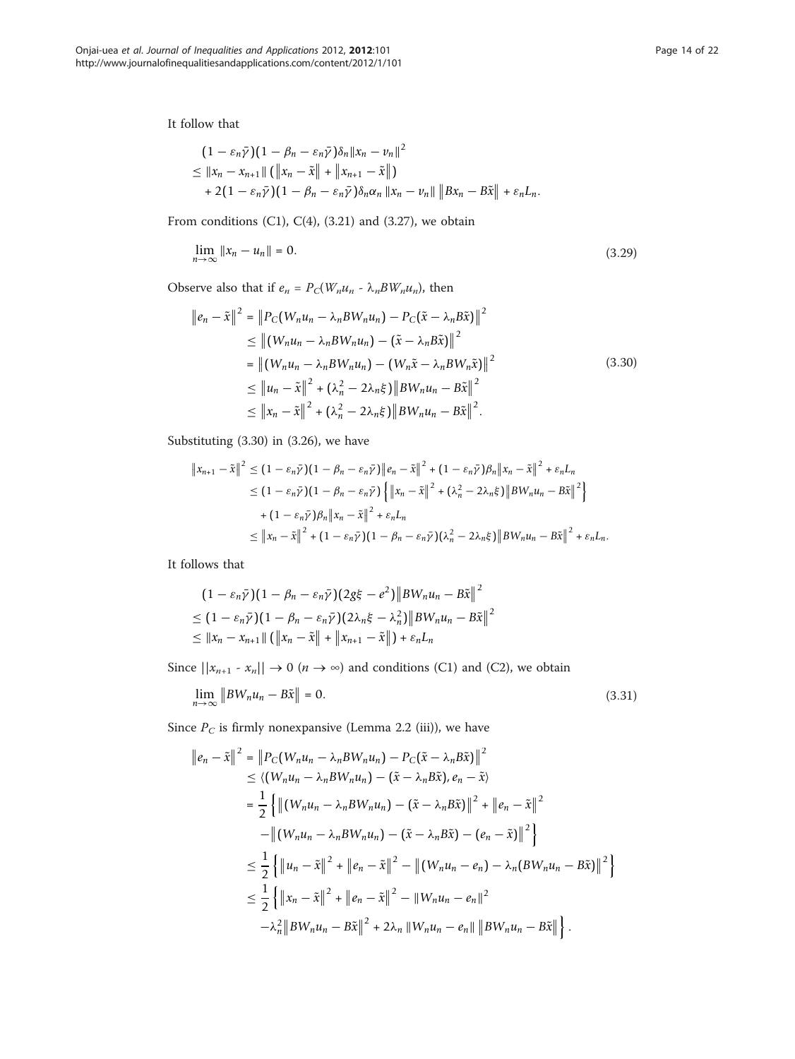It follow that

$$
\begin{aligned}
&(1-\varepsilon_n\bar{\gamma})(1-\beta_n-\varepsilon_n\bar{\gamma})\delta_n\|x_n-v_n\|^2 \\
&\leq \|x_n-x_{n+1}\|\left(\|x_n-\tilde{x}\|+\|x_{n+1}-\tilde{x}\|\right) \\
&\quad + 2(1-\varepsilon_n\bar{\gamma})(1-\beta_n-\varepsilon_n\bar{\gamma})\delta_n\alpha_n\|x_n-v_n\|\,\|Bx_n-B\tilde{x}\|+\varepsilon_nL_n.
\end{aligned}
$$

From conditions (C1), C(4), (3.21) and (3.27), we obtain

$$
\lim_{n\to\infty}\|x_n-u_n\|=0. \tag{3.29}
$$

Observe also that if $e_n = P_C(W_nu_n - \lambda_nBW_nu_n)$, then

$$
\begin{aligned}
\|e_n-\tilde{x}\|^2 &= \|P_C(W_nu_n-\lambda_nBW_nu_n)-P_C(\tilde{x}-\lambda_nB\tilde{x})\|^2 \\
&\leq \|(W_nu_n-\lambda_nBW_nu_n)-(\tilde{x}-\lambda_nB\tilde{x})\|^2 \\
&= \|(W_nu_n-\lambda_nBW_nu_n)-(W_n\tilde{x}-\lambda_nBW_n\tilde{x})\|^2 \\
&\leq \|u_n-\tilde{x}\|^2+(\lambda_n^2-2\lambda_n\xi)\|BW_nu_n-B\tilde{x}\|^2 \\
&\leq \|x_n-\tilde{x}\|^2+(\lambda_n^2-2\lambda_n\xi)\|BW_nu_n-B\tilde{x}\|^2.
\end{aligned} \tag{3.30}
$$

Substituting (3.30) in (3.26), we have

$$
\begin{aligned}
\|x_{n+1}-\tilde{x}\|^2 &\leq (1-\varepsilon_n\bar{\gamma})(1-\beta_n-\varepsilon_n\bar{\gamma})\|e_n-\tilde{x}\|^2+(1-\varepsilon_n\bar{\gamma})\beta_n\|x_n-\tilde{x}\|^2+\varepsilon_nL_n \\
&\leq (1-\varepsilon_n\bar{\gamma})(1-\beta_n-\varepsilon_n\bar{\gamma})\left\{\|x_n-\tilde{x}\|^2+(\lambda_n^2-2\lambda_n\xi)\|BW_nu_n-B\tilde{x}\|^2\right\} \\
&\quad +(1-\varepsilon_n\bar{\gamma})\beta_n\|x_n-\tilde{x}\|^2+\varepsilon_nL_n \\
&\leq \|x_n-\tilde{x}\|^2+(1-\varepsilon_n\bar{\gamma})(1-\beta_n-\varepsilon_n\bar{\gamma})(\lambda_n^2-2\lambda_n\xi)\|BW_nu_n-B\tilde{x}\|^2+\varepsilon_nL_n.
\end{aligned}
$$

It follows that

$$
\begin{aligned}
&(1-\varepsilon_n\bar{\gamma})(1-\beta_n-\varepsilon_n\bar{\gamma})(2g\xi-e^2)\|BW_nu_n-B\tilde{x}\|^2 \\
&\leq (1-\varepsilon_n\bar{\gamma})(1-\beta_n-\varepsilon_n\bar{\gamma})(2\lambda_n\xi-\lambda_n^2)\|BW_nu_n-B\tilde{x}\|^2 \\
&\leq \|x_n-x_{n+1}\|\left(\|x_n-\tilde{x}\|+\|x_{n+1}-\tilde{x}\|\right)+\varepsilon_nL_n
\end{aligned}
$$

Since $||x_{n+1} - x_n|| \to 0$ $(n \to \infty)$ and conditions (C1) and (C2), we obtain

$$
\lim_{n\to\infty}\|BW_nu_n-B\tilde{x}\|=0. \tag{3.31}
$$

Since $P_C$ is firmly nonexpansive (Lemma 2.2 (iii)), we have

$$
\begin{aligned}
\|e_n-\tilde{x}\|^2 &= \|P_C(W_nu_n-\lambda_nBW_nu_n)-P_C(\tilde{x}-\lambda_nB\tilde{x})\|^2 \\
&\leq \langle (W_nu_n-\lambda_nBW_nu_n)-(\tilde{x}-\lambda_nB\tilde{x}), e_n-\tilde{x}\rangle \\
&= \frac{1}{2}\left\{\|(W_nu_n-\lambda_nBW_nu_n)-(\tilde{x}-\lambda_nB\tilde{x})\|^2+\|e_n-\tilde{x}\|^2\right. \\
&\quad \left.-\|(W_nu_n-\lambda_nBW_nu_n)-(\tilde{x}-\lambda_nB\tilde{x})-(e_n-\tilde{x})\|^2\right\} \\
&\leq \frac{1}{2}\left\{\|u_n-\tilde{x}\|^2+\|e_n-\tilde{x}\|^2-\|(W_nu_n-e_n)-\lambda_n(BW_nu_n-B\tilde{x})\|^2\right\} \\
&\leq \frac{1}{2}\left\{\|x_n-\tilde{x}\|^2+\|e_n-\tilde{x}\|^2-\|W_nu_n-e_n\|^2\right. \\
&\quad \left.-\lambda_n^2\|BW_nu_n-B\tilde{x}\|^2+2\lambda_n\|W_nu_n-e_n\|\,\|BW_nu_n-B\tilde{x}\|\right\}.
\end{aligned}
$$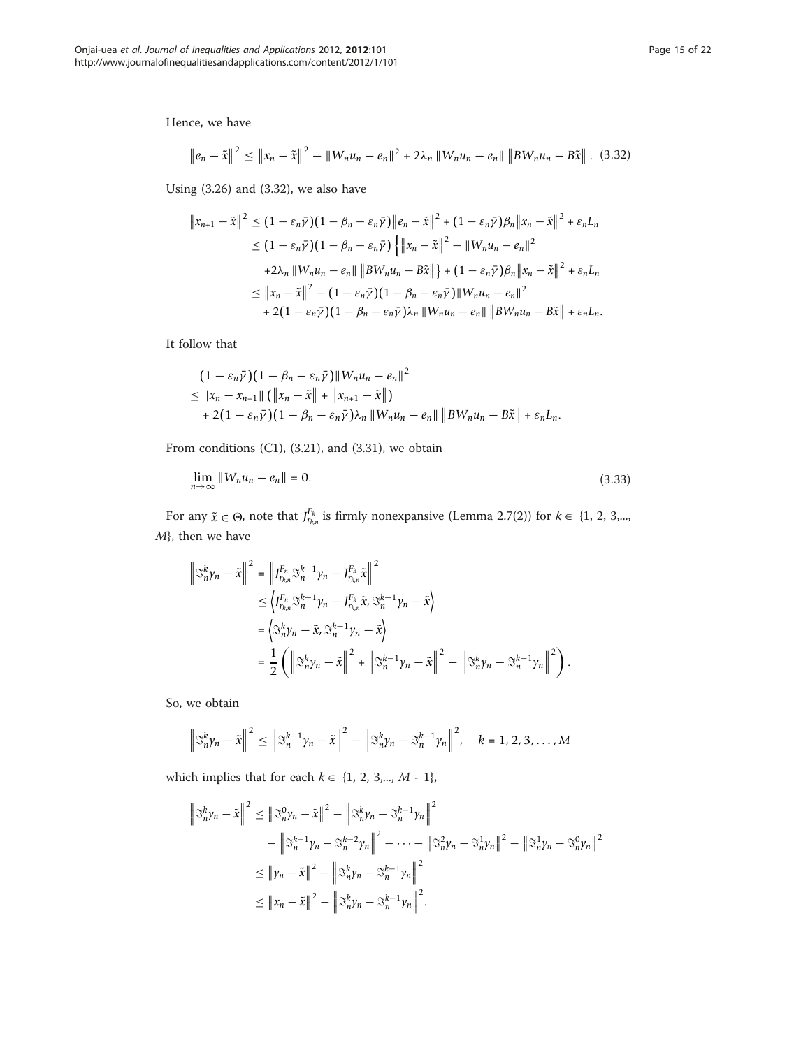Hence, we have

$$\left\|e_n - \tilde{x}\right\|^2 \leq \left\|x_n - \tilde{x}\right\|^2 - \|W_n u_n - e_n\|^2 + 2\lambda_n \|W_n u_n - e_n\| \left\|BW_n u_n - B\tilde{x}\right\|. \quad (3.32)$$

Using (3.26) and (3.32), we also have

$$\begin{aligned}
\left\|x_{n+1} - \tilde{x}\right\|^2 &\leq (1 - \varepsilon_n \bar{\gamma})(1 - \beta_n - \varepsilon_n \bar{\gamma})\left\|e_n - \tilde{x}\right\|^2 + (1 - \varepsilon_n \bar{\gamma})\beta_n \left\|x_n - \tilde{x}\right\|^2 + \varepsilon_n L_n \\
&\leq (1 - \varepsilon_n \bar{\gamma})(1 - \beta_n - \varepsilon_n \bar{\gamma}) \left\{\left\|x_n - \tilde{x}\right\|^2 - \|W_n u_n - e_n\|^2 \right. \\
&\quad \left. + 2\lambda_n \|W_n u_n - e_n\| \left\|BW_n u_n - B\tilde{x}\right\|\right\} + (1 - \varepsilon_n \bar{\gamma})\beta_n \left\|x_n - \tilde{x}\right\|^2 + \varepsilon_n L_n \\
&\leq \left\|x_n - \tilde{x}\right\|^2 - (1 - \varepsilon_n \bar{\gamma})(1 - \beta_n - \varepsilon_n \bar{\gamma})\|W_n u_n - e_n\|^2 \\
&\quad + 2(1 - \varepsilon_n \bar{\gamma})(1 - \beta_n - \varepsilon_n \bar{\gamma})\lambda_n \|W_n u_n - e_n\| \left\|BW_n u_n - B\tilde{x}\right\| + \varepsilon_n L_n.
\end{aligned}$$

It follow that

$$\begin{aligned}
&(1 - \varepsilon_n \bar{\gamma})(1 - \beta_n - \varepsilon_n \bar{\gamma})\|W_n u_n - e_n\|^2 \\
&\leq \|x_n - x_{n+1}\| \left(\left\|x_n - \tilde{x}\right\| + \left\|x_{n+1} - \tilde{x}\right\|\right) \\
&\quad + 2(1 - \varepsilon_n \bar{\gamma})(1 - \beta_n - \varepsilon_n \bar{\gamma})\lambda_n \|W_n u_n - e_n\| \left\|BW_n u_n - B\tilde{x}\right\| + \varepsilon_n L_n.
\end{aligned}$$

From conditions (C1), (3.21), and (3.31), we obtain

$$\lim_{n \to \infty} \|W_n u_n - e_n\| = 0. \quad (3.33)$$

For any $\tilde{x} \in \Theta$, note that $J_{r_{k,n}}^{F_k}$ is firmly nonexpansive (Lemma 2.7(2)) for $k \in \{1, 2, 3, ..., M\}$, then we have

$$\begin{aligned}
\left\|\Im_n^k y_n - \tilde{x}\right\|^2 &= \left\|J_{r_{k,n}}^{F_n} \Im_n^{k-1} y_n - J_{r_{k,n}}^{F_k} \tilde{x}\right\|^2 \\
&\leq \left\langle J_{r_{k,n}}^{F_n} \Im_n^{k-1} y_n - J_{r_{k,n}}^{F_k} \tilde{x}, \Im_n^{k-1} y_n - \tilde{x}\right\rangle \\
&= \left\langle \Im_n^k y_n - \tilde{x}, \Im_n^{k-1} y_n - \tilde{x}\right\rangle \\
&= \frac{1}{2}\left(\left\|\Im_n^k y_n - \tilde{x}\right\|^2 + \left\|\Im_n^{k-1} y_n - \tilde{x}\right\|^2 - \left\|\Im_n^k y_n - \Im_n^{k-1} y_n\right\|^2\right).
\end{aligned}$$

So, we obtain

$$\left\|\Im_n^k y_n - \tilde{x}\right\|^2 \leq \left\|\Im_n^{k-1} y_n - \tilde{x}\right\|^2 - \left\|\Im_n^k y_n - \Im_n^{k-1} y_n\right\|^2, \quad k = 1, 2, 3, \ldots, M$$

which implies that for each $k \in \{1, 2, 3, ..., M - 1\}$,

$$\begin{aligned}
\left\|\Im_n^k y_n - \tilde{x}\right\|^2 &\leq \left\|\Im_n^0 y_n - \tilde{x}\right\|^2 - \left\|\Im_n^k y_n - \Im_n^{k-1} y_n\right\|^2 \\
&\quad - \left\|\Im_n^{k-1} y_n - \Im_n^{k-2} y_n\right\|^2 - \cdots - \left\|\Im_n^2 y_n - \Im_n^1 y_n\right\|^2 - \left\|\Im_n^1 y_n - \Im_n^0 y_n\right\|^2 \\
&\leq \left\|y_n - \tilde{x}\right\|^2 - \left\|\Im_n^k y_n - \Im_n^{k-1} y_n\right\|^2 \\
&\leq \left\|x_n - \tilde{x}\right\|^2 - \left\|\Im_n^k y_n - \Im_n^{k-1} y_n\right\|^2.
\end{aligned}$$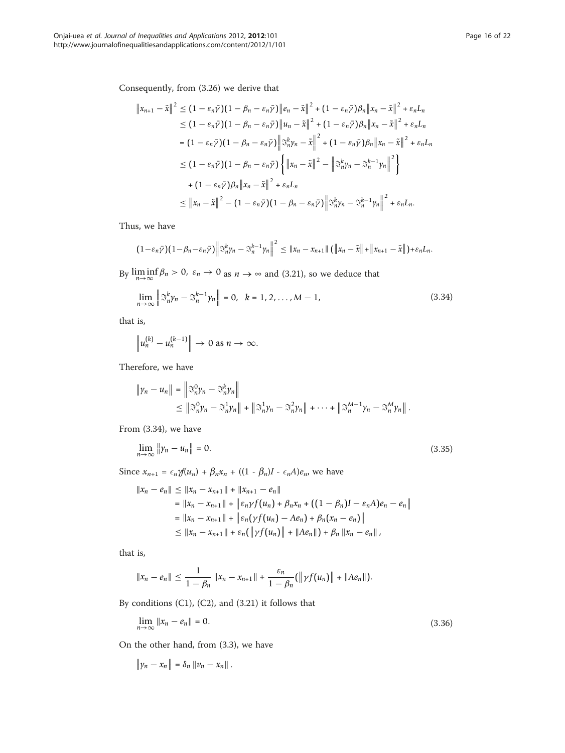Consequently, from (3.26) we derive that

$$
\begin{aligned}
\|x_{n+1} - \tilde{x}\|^2 &\leq (1 - \varepsilon_n \bar{\gamma})(1 - \beta_n - \varepsilon_n \bar{\gamma})\|e_n - \tilde{x}\|^2 + (1 - \varepsilon_n \bar{\gamma})\beta_n \|x_n - \tilde{x}\|^2 + \varepsilon_n L_n \\
&\leq (1 - \varepsilon_n \bar{\gamma})(1 - \beta_n - \varepsilon_n \bar{\gamma})\|u_n - \tilde{x}\|^2 + (1 - \varepsilon_n \bar{\gamma})\beta_n \|x_n - \tilde{x}\|^2 + \varepsilon_n L_n \\
&= (1 - \varepsilon_n \bar{\gamma})(1 - \beta_n - \varepsilon_n \bar{\gamma})\left\|\Im_n^k y_n - \tilde{x}\right\|^2 + (1 - \varepsilon_n \bar{\gamma})\beta_n \|x_n - \tilde{x}\|^2 + \varepsilon_n L_n \\
&\leq (1 - \varepsilon_n \bar{\gamma})(1 - \beta_n - \varepsilon_n \bar{\gamma})\left\{\|x_n - \tilde{x}\|^2 - \left\|\Im_n^k y_n - \Im_n^{k-1} y_n\right\|^2\right\} \\
&\quad + (1 - \varepsilon_n \bar{\gamma})\beta_n \|x_n - \tilde{x}\|^2 + \varepsilon_n L_n \\
&\leq \|x_n - \tilde{x}\|^2 - (1 - \varepsilon_n \bar{\gamma})(1 - \beta_n - \varepsilon_n \bar{\gamma})\left\|\Im_n^k y_n - \Im_n^{k-1} y_n\right\|^2 + \varepsilon_n L_n.
\end{aligned}
$$

Thus, we have

$$
(1-\varepsilon_n \bar{\gamma})(1-\beta_n-\varepsilon_n \bar{\gamma})\left\|\Im_n^k y_n - \Im_n^{k-1} y_n\right\|^2 \leq \|x_n - x_{n+1}\|\left(\|x_n - \tilde{x}\| + \|x_{n+1} - \tilde{x}\|\right) + \varepsilon_n L_n.
$$

By $\liminf_{n\to\infty} \beta_n > 0$, $\varepsilon_n \to 0$ as $n \to \infty$ and (3.21), so we deduce that

$$
\lim_{n\to\infty} \left\|\Im_n^k y_n - \Im_n^{k-1} y_n\right\| = 0, \quad k = 1, 2, \ldots, M - 1, \tag{3.34}
$$

that is,

$$
\left\|u_n^{(k)} - u_n^{(k-1)}\right\| \to 0 \text{ as } n \to \infty.
$$

Therefore, we have

$$
\begin{aligned}
\|y_n - u_n\| &= \left\|\Im_n^0 y_n - \Im_n^k y_n\right\| \\
&\leq \left\|\Im_n^0 y_n - \Im_n^1 y_n\right\| + \left\|\Im_n^1 y_n - \Im_n^2 y_n\right\| + \cdots + \left\|\Im_n^{M-1} y_n - \Im_n^M y_n\right\|.
\end{aligned}
$$

From (3.34), we have

$$
\lim_{n\to\infty} \|y_n - u_n\| = 0. \tag{3.35}
$$

Since $x_{n+1} = \epsilon_n \gamma f(u_n) + \beta_n x_n + ((1 - \beta_n)I - \epsilon_n A)e_n$, we have

$$
\begin{aligned}
\|x_n - e_n\| &\leq \|x_n - x_{n+1}\| + \|x_{n+1} - e_n\| \\
&= \|x_n - x_{n+1}\| + \left\|\varepsilon_n \gamma f(u_n) + \beta_n x_n + \left((1 - \beta_n)I - \varepsilon_n A\right)e_n - e_n\right\| \\
&= \|x_n - x_{n+1}\| + \left\|\varepsilon_n(\gamma f(u_n) - Ae_n) + \beta_n(x_n - e_n)\right\| \\
&\leq \|x_n - x_{n+1}\| + \varepsilon_n\left(\|\gamma f(u_n)\| + \|Ae_n\|\right) + \beta_n \|x_n - e_n\|,
\end{aligned}
$$

that is,

$$
\|x_n - e_n\| \leq \frac{1}{1 - \beta_n}\|x_n - x_{n+1}\| + \frac{\varepsilon_n}{1 - \beta_n}\left(\|\gamma f(u_n)\| + \|Ae_n\|\right).
$$

By conditions (C1), (C2), and (3.21) it follows that

$$
\lim_{n\to\infty} \|x_n - e_n\| = 0. \tag{3.36}
$$

On the other hand, from (3.3), we have

$$
\|y_n - x_n\| = \delta_n \|v_n - x_n\|.
$$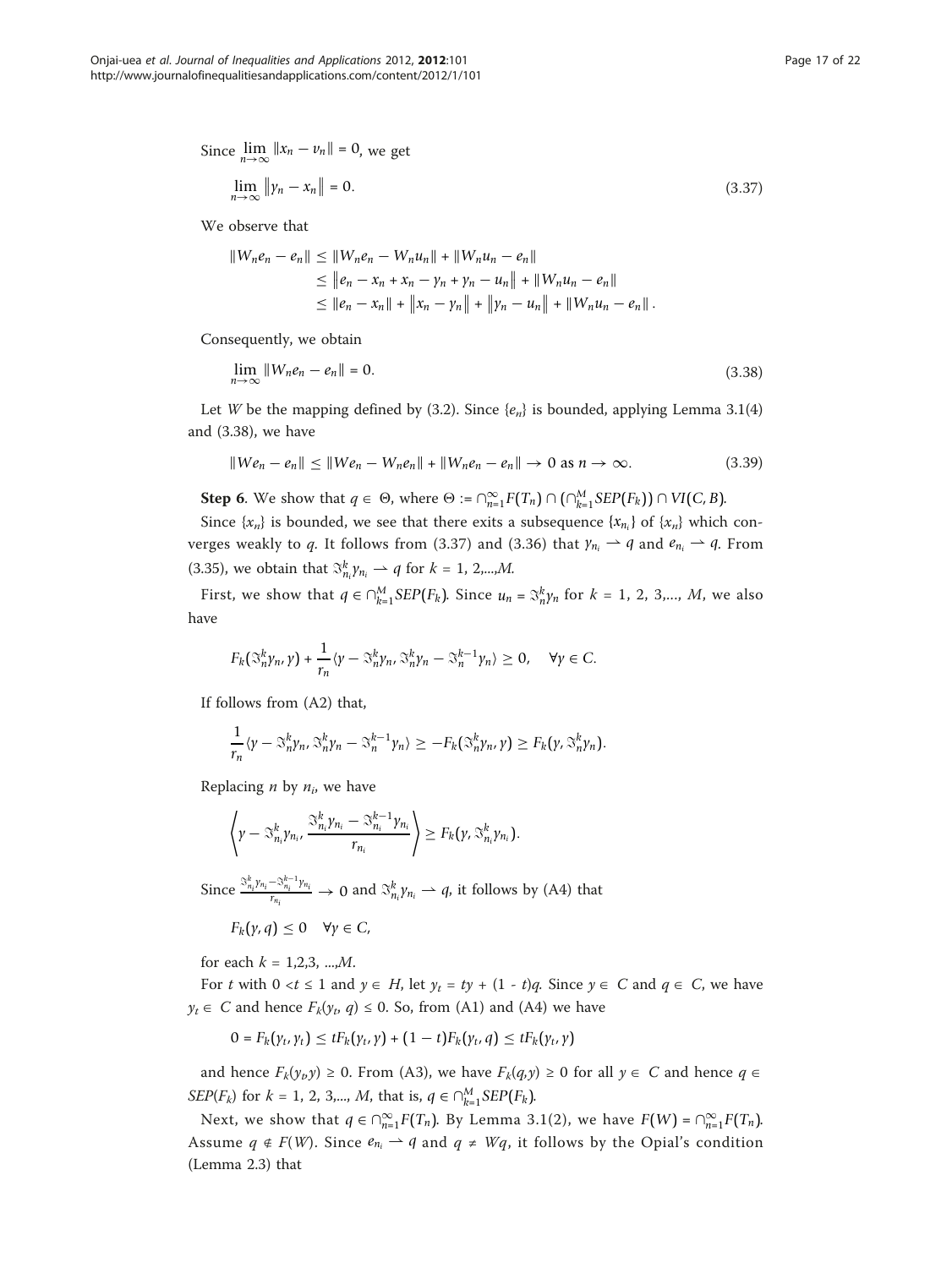Since $\lim_{n\to\infty} \|x_n - v_n\| = 0$, we get

$$\lim_{n\to\infty} \|y_n - x_n\| = 0. \tag{3.37}$$

We observe that

$$\begin{aligned}
\|W_n e_n - e_n\| &\le \|W_n e_n - W_n u_n\| + \|W_n u_n - e_n\| \\
&\le \|e_n - x_n + x_n - y_n + y_n - u_n\| + \|W_n u_n - e_n\| \\
&\le \|e_n - x_n\| + \|x_n - y_n\| + \|y_n - u_n\| + \|W_n u_n - e_n\|.
\end{aligned}$$

Consequently, we obtain

$$\lim_{n\to\infty} \|W_n e_n - e_n\| = 0. \tag{3.38}$$

Let $W$ be the mapping defined by (3.2). Since $\{e_n\}$ is bounded, applying Lemma 3.1(4) and (3.38), we have

$$\|W e_n - e_n\| \le \|W e_n - W_n e_n\| + \|W_n e_n - e_n\| \to 0 \text{ as } n \to \infty. \tag{3.39}$$

**Step 6**. We show that $q \in \Theta$, where $\Theta := \cap_{n=1}^{\infty} F(T_n) \cap (\cap_{k=1}^{M} SEP(F_k)) \cap VI(C, B)$.

Since $\{x_n\}$ is bounded, we see that there exits a subsequence $\{x_{n_i}\}$ of $\{x_n\}$ which converges weakly to $q$. It follows from (3.37) and (3.36) that $y_{n_i} \rightharpoonup q$ and $e_{n_i} \rightharpoonup q$. From (3.35), we obtain that $\Im_{n_i}^k y_{n_i} \rightharpoonup q$ for $k = 1, 2, ..., M$.

First, we show that $q \in \cap_{k=1}^{M} SEP(F_k)$. Since $u_n = \Im_n^k y_n$ for $k = 1, 2, 3, ..., M$, we also have

$$F_k(\Im_n^k y_n, y) + \frac{1}{r_n}\langle y - \Im_n^k y_n, \Im_n^k y_n - \Im_n^{k-1} y_n\rangle \ge 0, \quad \forall y \in C.$$

If follows from (A2) that,

$$\frac{1}{r_n}\langle y - \Im_n^k y_n, \Im_n^k y_n - \Im_n^{k-1} y_n\rangle \ge -F_k(\Im_n^k y_n, y) \ge F_k(y, \Im_n^k y_n).$$

Replacing $n$ by $n_i$, we have

$$\left\langle y - \Im_{n_i}^k y_{n_i}, \frac{\Im_{n_i}^k y_{n_i} - \Im_{n_i}^{k-1} y_{n_i}}{r_{n_i}}\right\rangle \ge F_k(y, \Im_{n_i}^k y_{n_i}).$$

Since $\frac{\Im_{n_i}^k y_{n_i} - \Im_{n_i}^{k-1} y_{n_i}}{r_{n_i}} \to 0$ and $\Im_{n_i}^k y_{n_i} \rightharpoonup q$, it follows by (A4) that

$$F_k(y, q) \le 0 \quad \forall y \in C,$$

for each $k = 1,2,3, ...,M$.

For $t$ with $0 < t \le 1$ and $y \in H$, let $y_t = ty + (1 - t)q$. Since $y \in C$ and $q \in C$, we have $y_t \in C$ and hence $F_k(y_t, q) \le 0$. So, from (A1) and (A4) we have

$$0 = F_k(y_t, y_t) \le tF_k(y_t, y) + (1 - t)F_k(y_t, q) \le tF_k(y_t, y)$$

and hence $F_k(y_t, y) \ge 0$. From (A3), we have $F_k(q, y) \ge 0$ for all $y \in C$ and hence $q \in SEP(F_k)$ for $k = 1, 2, 3, ..., M$, that is, $q \in \cap_{k=1}^{M} SEP(F_k)$.

Next, we show that $q \in \cap_{n=1}^{\infty} F(T_n)$. By Lemma 3.1(2), we have $F(W) = \cap_{n=1}^{\infty} F(T_n)$. Assume $q \notin F(W)$. Since $e_{n_i} \rightharpoonup q$ and $q \ne Wq$, it follows by the Opial's condition (Lemma 2.3) that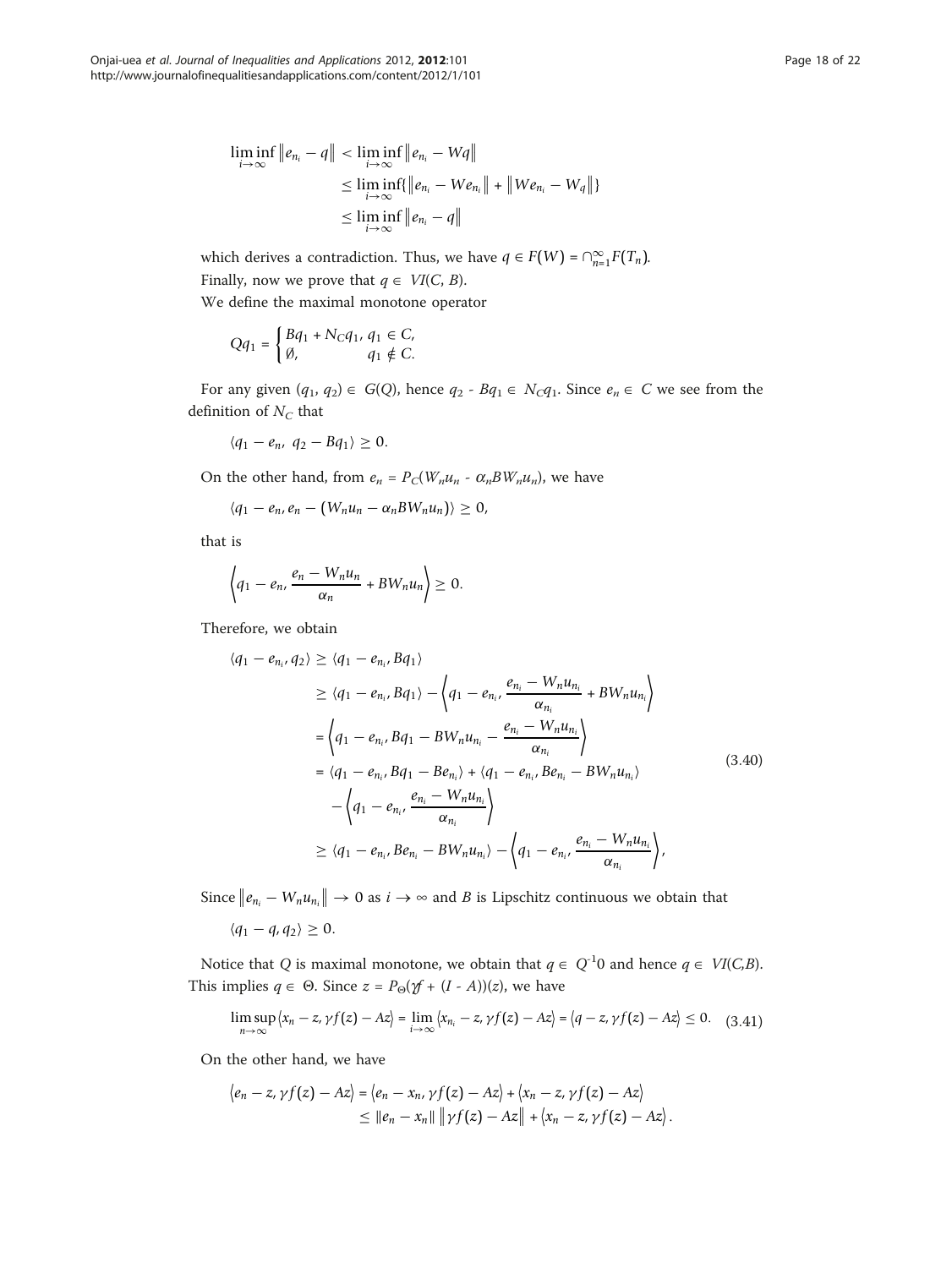$$\begin{aligned}\liminf_{i\to\infty}\|e_{n_i}-q\| &< \liminf_{i\to\infty}\|e_{n_i}-Wq\| \\ &\le \liminf_{i\to\infty}\{\|e_{n_i}-We_{n_i}\| + \|We_{n_i}-W_q\|\} \\ &\le \liminf_{i\to\infty}\|e_{n_i}-q\|\end{aligned}$$

which derives a contradiction. Thus, we have $q \in F(W) = \cap_{n=1}^{\infty} F(T_n)$.

Finally, now we prove that $q \in VI(C, B)$.

We define the maximal monotone operator

$$Qq_1 = \begin{cases} Bq_1 + N_C q_1, & q_1 \in C, \\ \emptyset, & q_1 \notin C. \end{cases}$$

For any given $(q_1, q_2) \in G(Q)$, hence $q_2 - Bq_1 \in N_C q_1$. Since $e_n \in C$ we see from the definition of $N_C$ that

$$\langle q_1 - e_n, \; q_2 - Bq_1\rangle \ge 0.$$

On the other hand, from $e_n = P_C(W_n u_n - \alpha_n B W_n u_n)$, we have

$$\langle q_1 - e_n, e_n - (W_n u_n - \alpha_n B W_n u_n)\rangle \ge 0,$$

that is

$$\left\langle q_1 - e_n, \frac{e_n - W_n u_n}{\alpha_n} + BW_n u_n\right\rangle \ge 0.$$

Therefore, we obtain

$$\begin{aligned}\langle q_1 - e_{n_i}, q_2\rangle &\ge \langle q_1 - e_{n_i}, Bq_1\rangle \\ &\ge \langle q_1 - e_{n_i}, Bq_1\rangle - \left\langle q_1 - e_{n_i}, \frac{e_{n_i} - W_n u_{n_i}}{\alpha_{n_i}} + BW_n u_{n_i}\right\rangle \\ &= \left\langle q_1 - e_{n_i}, Bq_1 - BW_n u_{n_i} - \frac{e_{n_i} - W_n u_{n_i}}{\alpha_{n_i}}\right\rangle \\ &= \langle q_1 - e_{n_i}, Bq_1 - Be_{n_i}\rangle + \langle q_1 - e_{n_i}, Be_{n_i} - BW_n u_{n_i}\rangle \\ &\quad - \left\langle q_1 - e_{n_i}, \frac{e_{n_i} - W_n u_{n_i}}{\alpha_{n_i}}\right\rangle \\ &\ge \langle q_1 - e_{n_i}, Be_{n_i} - BW_n u_{n_i}\rangle - \left\langle q_1 - e_{n_i}, \frac{e_{n_i} - W_n u_{n_i}}{\alpha_{n_i}}\right\rangle,\end{aligned} \tag{3.40}$$

Since $\|e_{n_i} - W_n u_{n_i}\| \to 0$ as $i \to \infty$ and $B$ is Lipschitz continuous we obtain that

$$\langle q_1 - q, q_2\rangle \ge 0.$$

Notice that $Q$ is maximal monotone, we obtain that $q \in Q^{-1}0$ and hence $q \in VI(C,B)$. This implies $q \in \Theta$. Since $z = P_\Theta(\gamma f + (I - A))(z)$, we have

$$\limsup_{n\to\infty}\langle x_n - z, \gamma f(z) - Az\rangle = \lim_{i\to\infty}\langle x_{n_i} - z, \gamma f(z) - Az\rangle = \langle q - z, \gamma f(z) - Az\rangle \le 0. \tag{3.41}$$

On the other hand, we have

$$\begin{aligned}\langle e_n - z, \gamma f(z) - Az\rangle &= \langle e_n - x_n, \gamma f(z) - Az\rangle + \langle x_n - z, \gamma f(z) - Az\rangle \\ &\le \|e_n - x_n\|\,\|\gamma f(z) - Az\| + \langle x_n - z, \gamma f(z) - Az\rangle.\end{aligned}$$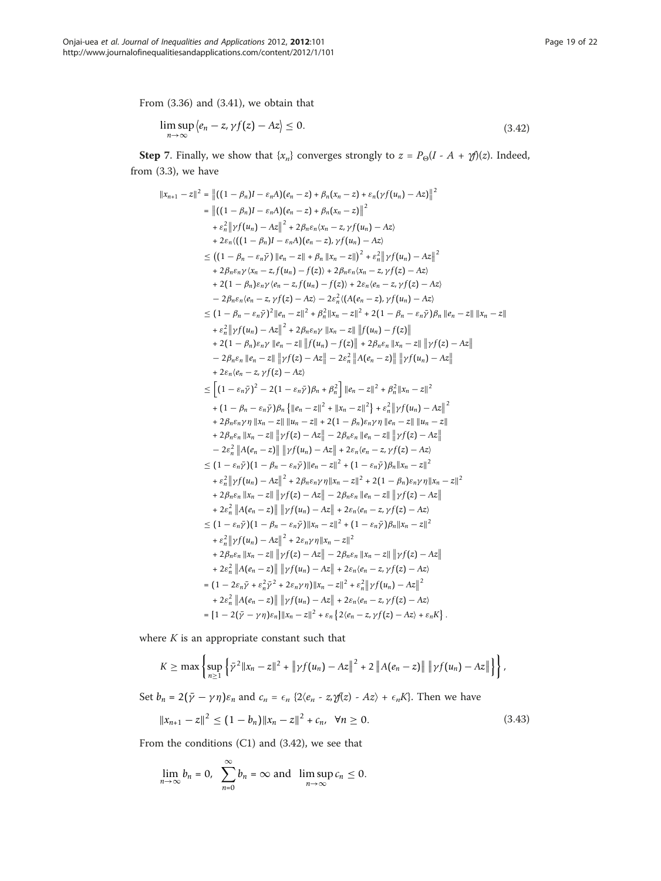From (3.36) and (3.41), we obtain that

$$\limsup_{n\to\infty} \langle e_n - z, \gamma f(z) - Az \rangle \leq 0. \tag{3.42}$$

**Step 7**. Finally, we show that $\{x_n\}$ converges strongly to $z = P_\Theta(I - A + \gamma f)(z)$. Indeed, from (3.3), we have

$$
\begin{aligned}
\|x_{n+1} - z\|^2 &= \left\| ((1-\beta_n)I - \varepsilon_n A)(e_n - z) + \beta_n(x_n - z) + \varepsilon_n(\gamma f(u_n) - Az) \right\|^2 \\
&= \left\| ((1-\beta_n)I - \varepsilon_n A)(e_n - z) + \beta_n(x_n - z) \right\|^2 \\
&\quad + \varepsilon_n^2 \left\| \gamma f(u_n) - Az \right\|^2 + 2\beta_n \varepsilon_n \langle x_n - z, \gamma f(u_n) - Az \rangle \\
&\quad + 2\varepsilon_n \langle ((1-\beta_n)I - \varepsilon_n A)(e_n - z), \gamma f(u_n) - Az \rangle \\
&\leq \left( (1 - \beta_n - \varepsilon_n \bar{\gamma}) \|e_n - z\| + \beta_n \|x_n - z\| \right)^2 + \varepsilon_n^2 \left\| \gamma f(u_n) - Az \right\|^2 \\
&\quad + 2\beta_n \varepsilon_n \gamma \langle x_n - z, f(u_n) - f(z) \rangle + 2\beta_n \varepsilon_n \langle x_n - z, \gamma f(z) - Az \rangle \\
&\quad + 2(1-\beta_n)\varepsilon_n \gamma \langle e_n - z, f(u_n) - f(z) \rangle + 2\varepsilon_n \langle e_n - z, \gamma f(z) - Az \rangle \\
&\quad - 2\beta_n \varepsilon_n \langle e_n - z, \gamma f(z) - Az \rangle - 2\varepsilon_n^2 \langle (A(e_n - z), \gamma f(u_n) - Az \rangle \\
&\leq (1 - \beta_n - \varepsilon_n \bar{\gamma})^2 \|e_n - z\|^2 + \beta_n^2 \|x_n - z\|^2 + 2(1 - \beta_n - \varepsilon_n \bar{\gamma})\beta_n \|e_n - z\| \, \|x_n - z\| \\
&\quad + \varepsilon_n^2 \left\| \gamma f(u_n) - Az \right\|^2 + 2\beta_n \varepsilon_n \gamma \|x_n - z\| \left\| f(u_n) - f(z) \right\| \\
&\quad + 2(1-\beta_n)\varepsilon_n \gamma \|e_n - z\| \left\| f(u_n) - f(z) \right\| + 2\beta_n \varepsilon_n \|x_n - z\| \left\| \gamma f(z) - Az \right\| \\
&\quad - 2\beta_n \varepsilon_n \|e_n - z\| \left\| \gamma f(z) - Az \right\| - 2\varepsilon_n^2 \left\| A(e_n - z) \right\| \left\| \gamma f(u_n) - Az \right\| \\
&\quad + 2\varepsilon_n \langle e_n - z, \gamma f(z) - Az \rangle \\
&\leq \left[ (1 - \varepsilon_n \bar{\gamma})^2 - 2(1 - \varepsilon_n \bar{\gamma})\beta_n + \beta_n^2 \right] \|e_n - z\|^2 + \beta_n^2 \|x_n - z\|^2 \\
&\quad + (1 - \beta_n - \varepsilon_n \bar{\gamma})\beta_n \left\{ \|e_n - z\|^2 + \|x_n - z\|^2 \right\} + \varepsilon_n^2 \left\| \gamma f(u_n) - Az \right\|^2 \\
&\quad + 2\beta_n \varepsilon_n \gamma \eta \|x_n - z\| \, \|u_n - z\| + 2(1-\beta_n)\varepsilon_n \gamma \eta \|e_n - z\| \, \|u_n - z\| \\
&\quad + 2\beta_n \varepsilon_n \|x_n - z\| \left\| \gamma f(z) - Az \right\| - 2\beta_n \varepsilon_n \|e_n - z\| \left\| \gamma f(z) - Az \right\| \\
&\quad - 2\varepsilon_n^2 \left\| A(e_n - z) \right\| \left\| \gamma f(u_n) - Az \right\| + 2\varepsilon_n \langle e_n - z, \gamma f(z) - Az \rangle \\
&\leq (1 - \varepsilon_n \bar{\gamma})(1 - \beta_n - \varepsilon_n \bar{\gamma}) \|e_n - z\|^2 + (1 - \varepsilon_n \bar{\gamma})\beta_n \|x_n - z\|^2 \\
&\quad + \varepsilon_n^2 \left\| \gamma f(u_n) - Az \right\|^2 + 2\beta_n \varepsilon_n \gamma \eta \|x_n - z\|^2 + 2(1-\beta_n)\varepsilon_n \gamma \eta \|x_n - z\|^2 \\
&\quad + 2\beta_n \varepsilon_n \|x_n - z\| \left\| \gamma f(z) - Az \right\| - 2\beta_n \varepsilon_n \|e_n - z\| \left\| \gamma f(z) - Az \right\| \\
&\quad + 2\varepsilon_n^2 \left\| A(e_n - z) \right\| \left\| \gamma f(u_n) - Az \right\| + 2\varepsilon_n \langle e_n - z, \gamma f(z) - Az \rangle \\
&\leq (1 - \varepsilon_n \bar{\gamma})(1 - \beta_n - \varepsilon_n \bar{\gamma}) \|x_n - z\|^2 + (1 - \varepsilon_n \bar{\gamma})\beta_n \|x_n - z\|^2 \\
&\quad + \varepsilon_n^2 \left\| \gamma f(u_n) - Az \right\|^2 + 2\varepsilon_n \gamma \eta \|x_n - z\|^2 \\
&\quad + 2\beta_n \varepsilon_n \|x_n - z\| \left\| \gamma f(z) - Az \right\| - 2\beta_n \varepsilon_n \|x_n - z\| \left\| \gamma f(z) - Az \right\| \\
&\quad + 2\varepsilon_n^2 \left\| A(e_n - z) \right\| \left\| \gamma f(u_n) - Az \right\| + 2\varepsilon_n \langle e_n - z, \gamma f(z) - Az \rangle \\
&= (1 - 2\varepsilon_n \bar{\gamma} + \varepsilon_n^2 \bar{\gamma}^2 + 2\varepsilon_n \gamma \eta) \|x_n - z\|^2 + \varepsilon_n^2 \left\| \gamma f(u_n) - Az \right\|^2 \\
&\quad + 2\varepsilon_n^2 \left\| A(e_n - z) \right\| \left\| \gamma f(u_n) - Az \right\| + 2\varepsilon_n \langle e_n - z, \gamma f(z) - Az \rangle \\
&= [1 - 2(\bar{\gamma} - \gamma \eta)\varepsilon_n] \|x_n - z\|^2 + \varepsilon_n \left\{ 2\langle e_n - z, \gamma f(z) - Az \rangle + \varepsilon_n K \right\}.
\end{aligned}
$$

where $K$ is an appropriate constant such that

$$K \geq \max \left\{ \sup_{n \geq 1} \left\{ \bar{\gamma}^2 \|x_n - z\|^2 + \left\| \gamma f(u_n) - Az \right\|^2 + 2 \left\| A(e_n - z) \right\| \left\| \gamma f(u_n) - Az \right\| \right\} \right\},$$

Set $b_n = 2(\bar{\gamma} - \gamma\eta)\varepsilon_n$ and $c_n = \epsilon_n \{2\langle e_n - z, \gamma f(z) - Az\rangle + \epsilon_n K\}$. Then we have

$$\|x_{n+1} - z\|^2 \leq (1 - b_n)\|x_n - z\|^2 + c_n, \quad \forall n \geq 0. \tag{3.43}$$

From the conditions (C1) and (3.42), we see that

$$\lim_{n\to\infty} b_n = 0, \quad \sum_{n=0}^{\infty} b_n = \infty \text{ and } \limsup_{n\to\infty} c_n \leq 0.$$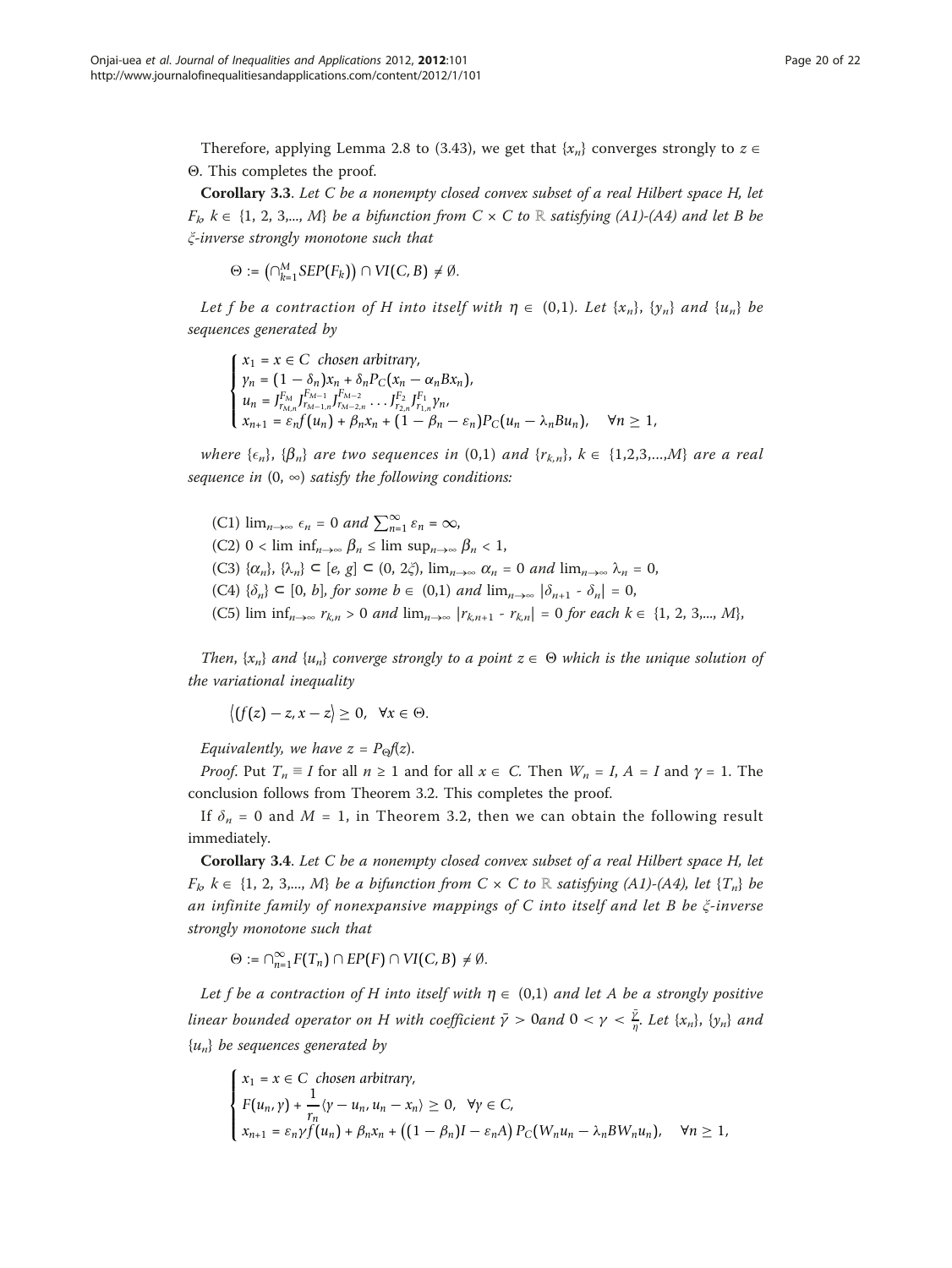Therefore, applying Lemma 2.8 to (3.43), we get that $\{x_n\}$ converges strongly to $z \in \Theta$. This completes the proof.

**Corollary 3.3**. *Let $C$ be a nonempty closed convex subset of a real Hilbert space $H$, let $F_k$, $k \in \{1, 2, 3,..., M\}$ be a bifunction from $C \times C$ to $\mathbb{R}$ satisfying (A1)-(A4) and let $B$ be $\xi$-inverse strongly monotone such that*

$$\Theta := \left(\cap_{k=1}^{M} SEP(F_k)\right) \cap VI(C, B) \neq \emptyset.$$

*Let $f$ be a contraction of $H$ into itself with $\eta \in (0,1)$. Let $\{x_n\}$, $\{y_n\}$ and $\{u_n\}$ be sequences generated by*

$$\begin{cases} x_1 = x \in C \ \text{chosen arbitrary}, \\ y_n = (1 - \delta_n)x_n + \delta_n P_C(x_n - \alpha_n B x_n), \\ u_n = J_{r_{M,n}}^{F_M} J_{r_{M-1,n}}^{F_{M-1}} J_{r_{M-2,n}}^{F_{M-2}} \dots J_{r_{2,n}}^{F_2} J_{r_{1,n}}^{F_1} y_n, \\ x_{n+1} = \varepsilon_n f(u_n) + \beta_n x_n + (1 - \beta_n - \varepsilon_n) P_C(u_n - \lambda_n B u_n), \quad \forall n \geq 1, \end{cases}$$

*where $\{\epsilon_n\}$, $\{\beta_n\}$ are two sequences in (0,1) and $\{r_{k,n}\}$, $k \in \{1,2,3,...,M\}$ are a real sequence in $(0, \infty)$ satisfy the following conditions:*

(C1) $\lim_{n\to\infty} \epsilon_n = 0$ *and* $\sum_{n=1}^{\infty} \varepsilon_n = \infty$,

(C2) $0 < \liminf_{n\to\infty} \beta_n \leq \limsup_{n\to\infty} \beta_n < 1$,

(C3) $\{\alpha_n\}, \{\lambda_n\} \subset [e, g] \subset (0, 2\xi)$, $\lim_{n\to\infty} \alpha_n = 0$ *and* $\lim_{n\to\infty} \lambda_n = 0$,

(C4) $\{\delta_n\} \subset [0, b]$, *for some* $b \in (0,1)$ *and* $\lim_{n\to\infty} |\delta_{n+1} - \delta_n| = 0$,

(C5) $\liminf_{n\to\infty} r_{k,n} > 0$ *and* $\lim_{n\to\infty} |r_{k,n+1} - r_{k,n}| = 0$ *for each* $k \in \{1, 2, 3,..., M\}$,

*Then, $\{x_n\}$ and $\{u_n\}$ converge strongly to a point $z \in \Theta$ which is the unique solution of the variational inequality*

$$\langle (f(z) - z, x - z \rangle \geq 0, \quad \forall x \in \Theta.$$

*Equivalently, we have $z = P_{\Theta} f(z)$.*

*Proof.* Put $T_n \equiv I$ for all $n \geq 1$ and for all $x \in C$. Then $W_n = I$, $A = I$ and $\gamma = 1$. The conclusion follows from Theorem 3.2. This completes the proof.

If $\delta_n = 0$ and $M = 1$, in Theorem 3.2, then we can obtain the following result immediately.

**Corollary 3.4**. *Let $C$ be a nonempty closed convex subset of a real Hilbert space $H$, let $F_k$, $k \in \{1, 2, 3,..., M\}$ be a bifunction from $C \times C$ to $\mathbb{R}$ satisfying (A1)-(A4), let $\{T_n\}$ be an infinite family of nonexpansive mappings of $C$ into itself and let $B$ be $\xi$-inverse strongly monotone such that*

$$\Theta := \cap_{n=1}^{\infty} F(T_n) \cap EP(F) \cap VI(C, B) \neq \emptyset.$$

*Let $f$ be a contraction of $H$ into itself with $\eta \in (0,1)$ and let $A$ be a strongly positive linear bounded operator on $H$ with coefficient $\bar{\gamma} > 0$and $0 < \gamma < \frac{\bar{\gamma}}{\eta}$. Let $\{x_n\}$, $\{y_n\}$ and $\{u_n\}$ be sequences generated by*

$$\begin{cases} x_1 = x \in C \ \text{chosen arbitrary}, \\ F(u_n, y) + \dfrac{1}{r_n}\langle y - u_n, u_n - x_n \rangle \geq 0, \quad \forall y \in C, \\ x_{n+1} = \varepsilon_n \gamma f(u_n) + \beta_n x_n + \left((1 - \beta_n)I - \varepsilon_n A\right) P_C(W_n u_n - \lambda_n B W_n u_n), \quad \forall n \geq 1, \end{cases}$$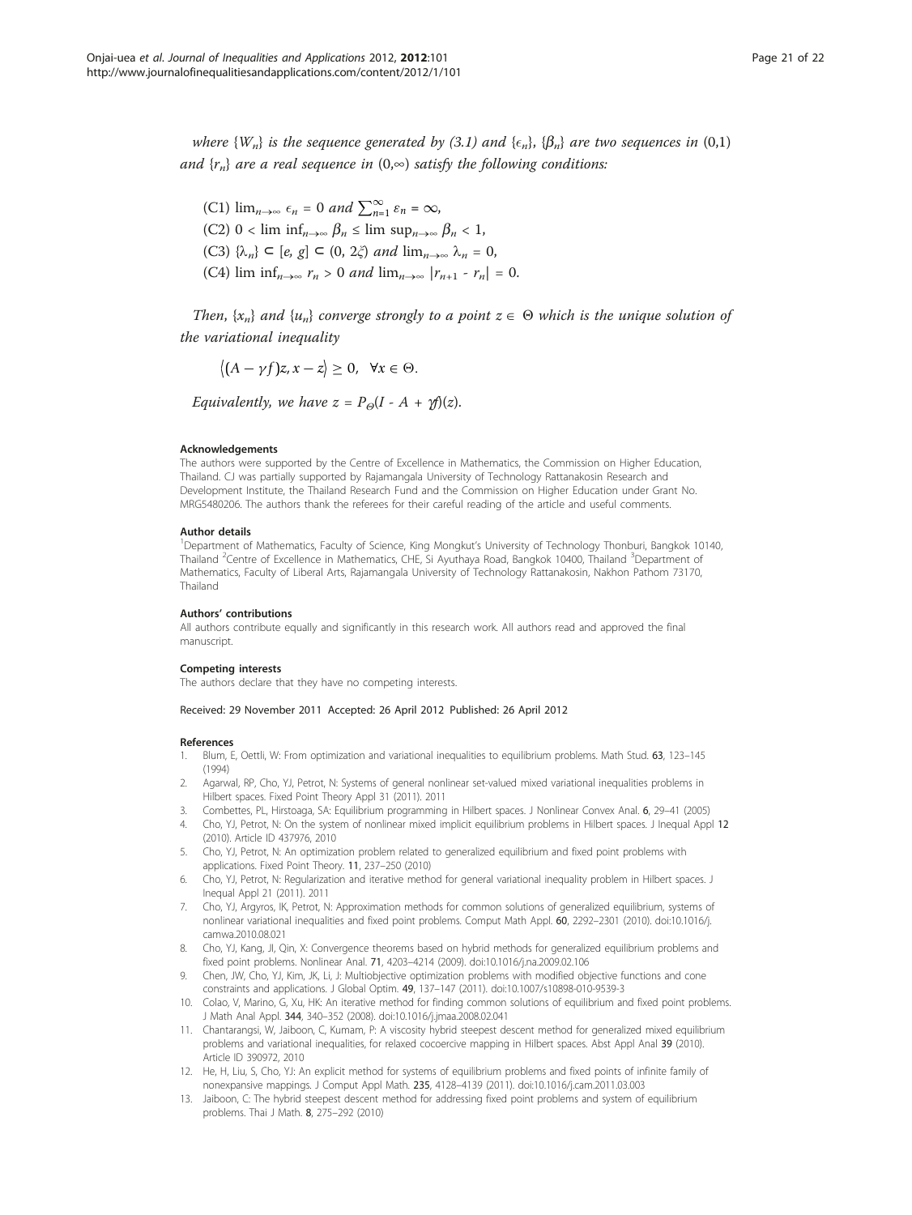*where* $\{W_n\}$ *is the sequence generated by (3.1) and* $\{\epsilon_n\}$, $\{\beta_n\}$ *are two sequences in* $(0,1)$ *and* $\{r_n\}$ *are a real sequence in* $(0,\infty)$ *satisfy the following conditions:*

(C1) $\lim_{n\to\infty} \epsilon_n = 0$ *and* $\sum_{n=1}^{\infty} \varepsilon_n = \infty$,

(C2) $0 < \liminf_{n\to\infty} \beta_n \leq \limsup_{n\to\infty} \beta_n < 1$,

(C3) $\{\lambda_n\} \subset [e, g] \subset (0, 2\xi)$ *and* $\lim_{n\to\infty} \lambda_n = 0$,

(C4) $\liminf_{n\to\infty} r_n > 0$ *and* $\lim_{n\to\infty} |r_{n+1} - r_n| = 0$.

*Then,* $\{x_n\}$ *and* $\{u_n\}$ *converge strongly to a point* $z \in \Theta$ *which is the unique solution of the variational inequality*

$$\langle (A - \gamma f)z, x - z \rangle \geq 0, \quad \forall x \in \Theta.$$

*Equivalently, we have* $z = P_\Theta(I - A + \gamma f)(z)$.

#### Acknowledgements

The authors were supported by the Centre of Excellence in Mathematics, the Commission on Higher Education, Thailand. CJ was partially supported by Rajamangala University of Technology Rattanakosin Research and Development Institute, the Thailand Research Fund and the Commission on Higher Education under Grant No. MRG5480206. The authors thank the referees for their careful reading of the article and useful comments.

#### Author details

[1]Department of Mathematics, Faculty of Science, King Mongkut's University of Technology Thonburi, Bangkok 10140, Thailand [2]Centre of Excellence in Mathematics, CHE, Si Ayuthaya Road, Bangkok 10400, Thailand [3]Department of Mathematics, Faculty of Liberal Arts, Rajamangala University of Technology Rattanakosin, Nakhon Pathom 73170, Thailand

#### Authors' contributions

All authors contribute equally and significantly in this research work. All authors read and approved the final manuscript.

#### Competing interests

The authors declare that they have no competing interests.

Received: 29 November 2011 Accepted: 26 April 2012 Published: 26 April 2012

#### References

1. Blum, E, Oettli, W: From optimization and variational inequalities to equilibrium problems. Math Stud. **63**, 123–145 (1994)
2. Agarwal, RP, Cho, YJ, Petrot, N: Systems of general nonlinear set-valued mixed variational inequalities problems in Hilbert spaces. Fixed Point Theory Appl 31 (2011). 2011
3. Combettes, PL, Hirstoaga, SA: Equilibrium programming in Hilbert spaces. J Nonlinear Convex Anal. **6**, 29–41 (2005)
4. Cho, YJ, Petrot, N: On the system of nonlinear mixed implicit equilibrium problems in Hilbert spaces. J Inequal Appl **12** (2010). Article ID 437976, 2010
5. Cho, YJ, Petrot, N: An optimization problem related to generalized equilibrium and fixed point problems with applications. Fixed Point Theory. **11**, 237–250 (2010)
6. Cho, YJ, Petrot, N: Regularization and iterative method for general variational inequality problem in Hilbert spaces. J Inequal Appl 21 (2011). 2011
7. Cho, YJ, Argyros, IK, Petrot, N: Approximation methods for common solutions of generalized equilibrium, systems of nonlinear variational inequalities and fixed point problems. Comput Math Appl. **60**, 2292–2301 (2010). doi:10.1016/j.camwa.2010.08.021
8. Cho, YJ, Kang, JI, Qin, X: Convergence theorems based on hybrid methods for generalized equilibrium problems and fixed point problems. Nonlinear Anal. **71**, 4203–4214 (2009). doi:10.1016/j.na.2009.02.106
9. Chen, JW, Cho, YJ, Kim, JK, Li, J: Multiobjective optimization problems with modified objective functions and cone constraints and applications. J Global Optim. **49**, 137–147 (2011). doi:10.1007/s10898-010-9539-3
10. Colao, V, Marino, G, Xu, HK: An iterative method for finding common solutions of equilibrium and fixed point problems. J Math Anal Appl. **344**, 340–352 (2008). doi:10.1016/j.jmaa.2008.02.041
11. Chantarangsi, W, Jaiboon, C, Kumam, P: A viscosity hybrid steepest descent method for generalized mixed equilibrium problems and variational inequalities, for relaxed cocoercive mapping in Hilbert spaces. Abst Appl Anal **39** (2010). Article ID 390972, 2010
12. He, H, Liu, S, Cho, YJ: An explicit method for systems of equilibrium problems and fixed points of infinite family of nonexpansive mappings. J Comput Appl Math. **235**, 4128–4139 (2011). doi:10.1016/j.cam.2011.03.003
13. Jaiboon, C: The hybrid steepest descent method for addressing fixed point problems and system of equilibrium problems. Thai J Math. **8**, 275–292 (2010)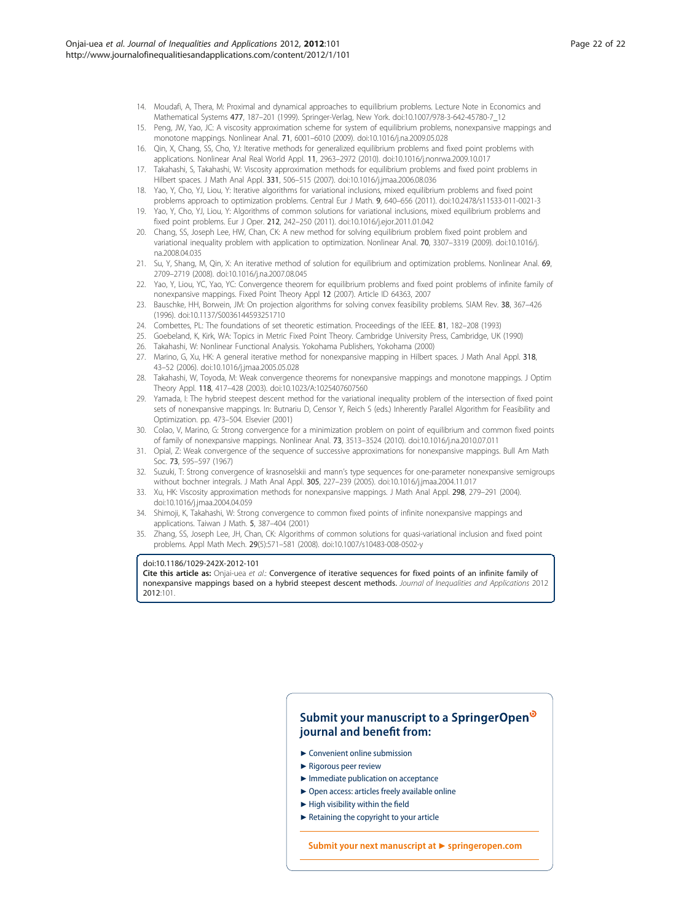14. Moudafi, A, Thera, M: Proximal and dynamical approaches to equilibrium problems. Lecture Note in Economics and Mathematical Systems **477**, 187–201 (1999). Springer-Verlag, New York. doi:10.1007/978-3-642-45780-7_12
15. Peng, JW, Yao, JC: A viscosity approximation scheme for system of equilibrium problems, nonexpansive mappings and monotone mappings. Nonlinear Anal. **71**, 6001–6010 (2009). doi:10.1016/j.na.2009.05.028
16. Qin, X, Chang, SS, Cho, YJ: Iterative methods for generalized equilibrium problems and fixed point problems with applications. Nonlinear Anal Real World Appl. **11**, 2963–2972 (2010). doi:10.1016/j.nonrwa.2009.10.017
17. Takahashi, S, Takahashi, W: Viscosity approximation methods for equilibrium problems and fixed point problems in Hilbert spaces. J Math Anal Appl. **331**, 506–515 (2007). doi:10.1016/j.jmaa.2006.08.036
18. Yao, Y, Cho, YJ, Liou, Y: Iterative algorithms for variational inclusions, mixed equilibrium problems and fixed point problems approach to optimization problems. Central Eur J Math. **9**, 640–656 (2011). doi:10.2478/s11533-011-0021-3
19. Yao, Y, Cho, YJ, Liou, Y: Algorithms of common solutions for variational inclusions, mixed equilibrium problems and fixed point problems. Eur J Oper. **212**, 242–250 (2011). doi:10.1016/j.ejor.2011.01.042
20. Chang, SS, Joseph Lee, HW, Chan, CK: A new method for solving equilibrium problem fixed point problem and variational inequality problem with application to optimization. Nonlinear Anal. **70**, 3307–3319 (2009). doi:10.1016/j.na.2008.04.035
21. Su, Y, Shang, M, Qin, X: An iterative method of solution for equilibrium and optimization problems. Nonlinear Anal. **69**, 2709–2719 (2008). doi:10.1016/j.na.2007.08.045
22. Yao, Y, Liou, YC, Yao, YC: Convergence theorem for equilibrium problems and fixed point problems of infinite family of nonexpansive mappings. Fixed Point Theory Appl **12** (2007). Article ID 64363, 2007
23. Bauschke, HH, Borwein, JM: On projection algorithms for solving convex feasibility problems. SIAM Rev. **38**, 367–426 (1996). doi:10.1137/S0036144593251710
24. Combettes, PL: The foundations of set theoretic estimation. Proceedings of the IEEE. **81**, 182–208 (1993)
25. Goebeland, K, Kirk, WA: Topics in Metric Fixed Point Theory. Cambridge University Press, Cambridge, UK (1990)
26. Takahashi, W: Nonlinear Functional Analysis. Yokohama Publishers, Yokohama (2000)
27. Marino, G, Xu, HK: A general iterative method for nonexpansive mapping in Hilbert spaces. J Math Anal Appl. **318**, 43–52 (2006). doi:10.1016/j.jmaa.2005.05.028
28. Takahashi, W, Toyoda, M: Weak convergence theorems for nonexpansive mappings and monotone mappings. J Optim Theory Appl. **118**, 417–428 (2003). doi:10.1023/A:1025407607560
29. Yamada, I: The hybrid steepest descent method for the variational inequality problem of the intersection of fixed point sets of nonexpansive mappings. In: Butnariu D, Censor Y, Reich S (eds.) Inherently Parallel Algorithm for Feasibility and Optimization. pp. 473–504. Elsevier (2001)
30. Colao, V, Marino, G: Strong convergence for a minimization problem on point of equilibrium and common fixed points of family of nonexpansive mappings. Nonlinear Anal. **73**, 3513–3524 (2010). doi:10.1016/j.na.2010.07.011
31. Opial, Z: Weak convergence of the sequence of successive approximations for nonexpansive mappings. Bull Am Math Soc. **73**, 595–597 (1967)
32. Suzuki, T: Strong convergence of krasnoselskii and mann's type sequences for one-parameter nonexpansive semigroups without bochner integrals. J Math Anal Appl. **305**, 227–239 (2005). doi:10.1016/j.jmaa.2004.11.017
33. Xu, HK: Viscosity approximation methods for nonexpansive mappings. J Math Anal Appl. **298**, 279–291 (2004). doi:10.1016/j.jmaa.2004.04.059
34. Shimoji, K, Takahashi, W: Strong convergence to common fixed points of infinite nonexpansive mappings and applications. Taiwan J Math. **5**, 387–404 (2001)
35. Zhang, SS, Joseph Lee, JH, Chan, CK: Algorithms of common solutions for quasi-variational inclusion and fixed point problems. Appl Math Mech. **29**(5):571–581 (2008). doi:10.1007/s10483-008-0502-y

doi:10.1186/1029-242X-2012-101

**Cite this article as:** Onjai-uea *et al.*: Convergence of iterative sequences for fixed points of an infinite family of nonexpansive mappings based on a hybrid steepest descent methods. *Journal of Inequalities and Applications* 2012 **2012**:101.

**Submit your manuscript to a SpringerOpen journal and benefit from:**

- ► Convenient online submission
- ► Rigorous peer review
- ► Immediate publication on acceptance
- ► Open access: articles freely available online
- ► High visibility within the field
- ► Retaining the copyright to your article

**Submit your next manuscript at ► springeropen.com**